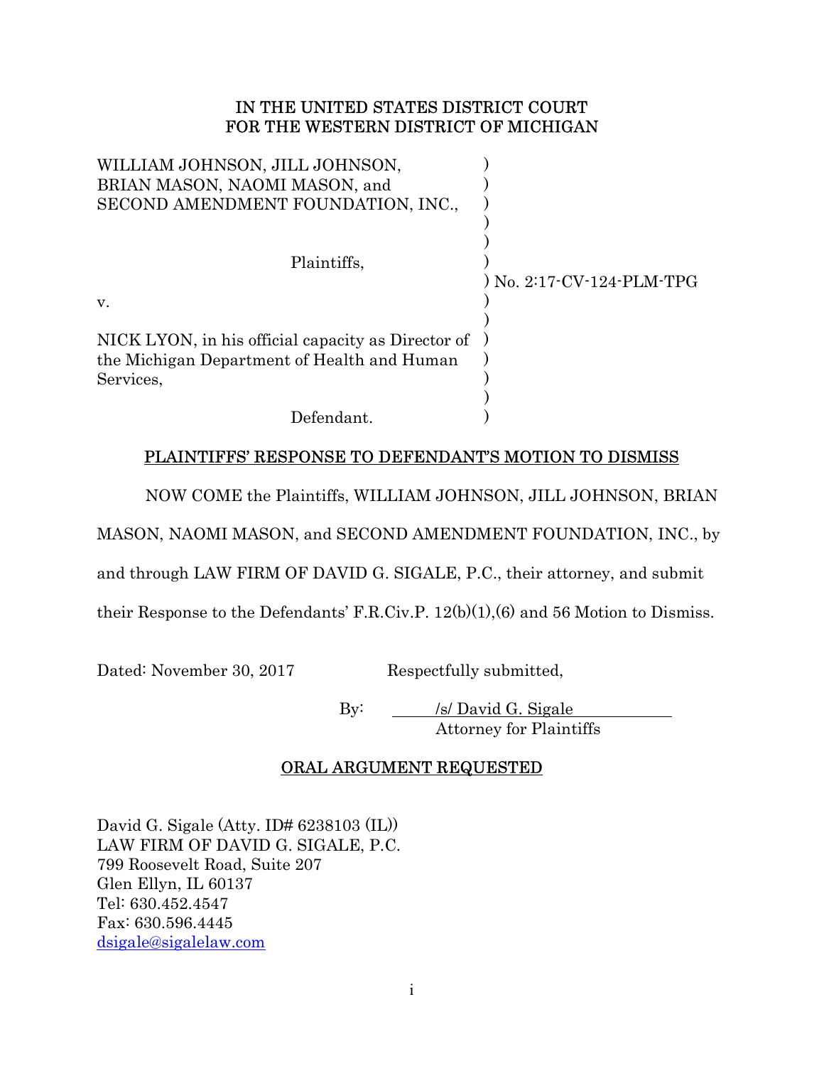# IN THE UNITED STATES DISTRICT COURT
# FOR THE WESTERN DISTRICT OF MICHIGAN

| | | |
|---|---|---|
| WILLIAM JOHNSON, JILL JOHNSON, BRIAN MASON, NAOMI MASON, and SECOND AMENDMENT FOUNDATION, INC., | ) | |
| Plaintiffs, | ) | |
| | ) | No. 2:17-CV-124-PLM-TPG |
| v. | ) | |
| NICK LYON, in his official capacity as Director of the Michigan Department of Health and Human Services, | ) | |
| Defendant. | ) | |

## PLAINTIFFS' RESPONSE TO DEFENDANT'S MOTION TO DISMISS

NOW COME the Plaintiffs, WILLIAM JOHNSON, JILL JOHNSON, BRIAN MASON, NAOMI MASON, and SECOND AMENDMENT FOUNDATION, INC., by and through LAW FIRM OF DAVID G. SIGALE, P.C., their attorney, and submit their Response to the Defendants' F.R.Civ.P. 12(b)(1),(6) and 56 Motion to Dismiss.

Dated: November 30, 2017

Respectfully submitted,

By: /s/ David G. Sigale
Attorney for Plaintiffs

## ORAL ARGUMENT REQUESTED

David G. Sigale (Atty. ID# 6238103 (IL))
LAW FIRM OF DAVID G. SIGALE, P.C.
799 Roosevelt Road, Suite 207
Glen Ellyn, IL 60137
Tel: 630.452.4547
Fax: 630.596.4445
dsigale@sigalelaw.com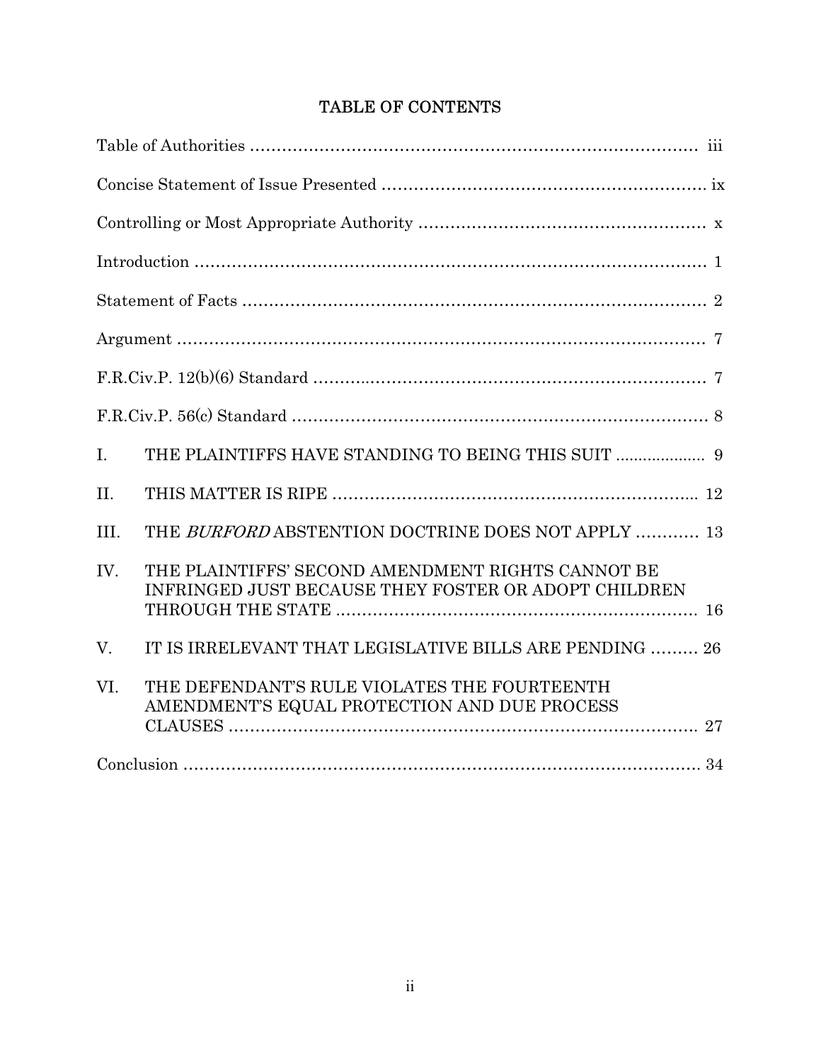## TABLE OF CONTENTS

| | | |
|---|---|---|
| Table of Authorities | | iii |
| Concise Statement of Issue Presented | | ix |
| Controlling or Most Appropriate Authority | | x |
| Introduction | | 1 |
| Statement of Facts | | 2 |
| Argument | | 7 |
| F.R.Civ.P. 12(b)(6) Standard | | 7 |
| F.R.Civ.P. 56(c) Standard | | 8 |
| I. | THE PLAINTIFFS HAVE STANDING TO BEING THIS SUIT | 9 |
| II. | THIS MATTER IS RIPE | 12 |
| III. | THE *BURFORD* ABSTENTION DOCTRINE DOES NOT APPLY | 13 |
| IV. | THE PLAINTIFFS' SECOND AMENDMENT RIGHTS CANNOT BE INFRINGED JUST BECAUSE THEY FOSTER OR ADOPT CHILDREN THROUGH THE STATE | 16 |
| V. | IT IS IRRELEVANT THAT LEGISLATIVE BILLS ARE PENDING | 26 |
| VI. | THE DEFENDANT'S RULE VIOLATES THE FOURTEENTH AMENDMENT'S EQUAL PROTECTION AND DUE PROCESS CLAUSES | 27 |
| Conclusion | | 34 |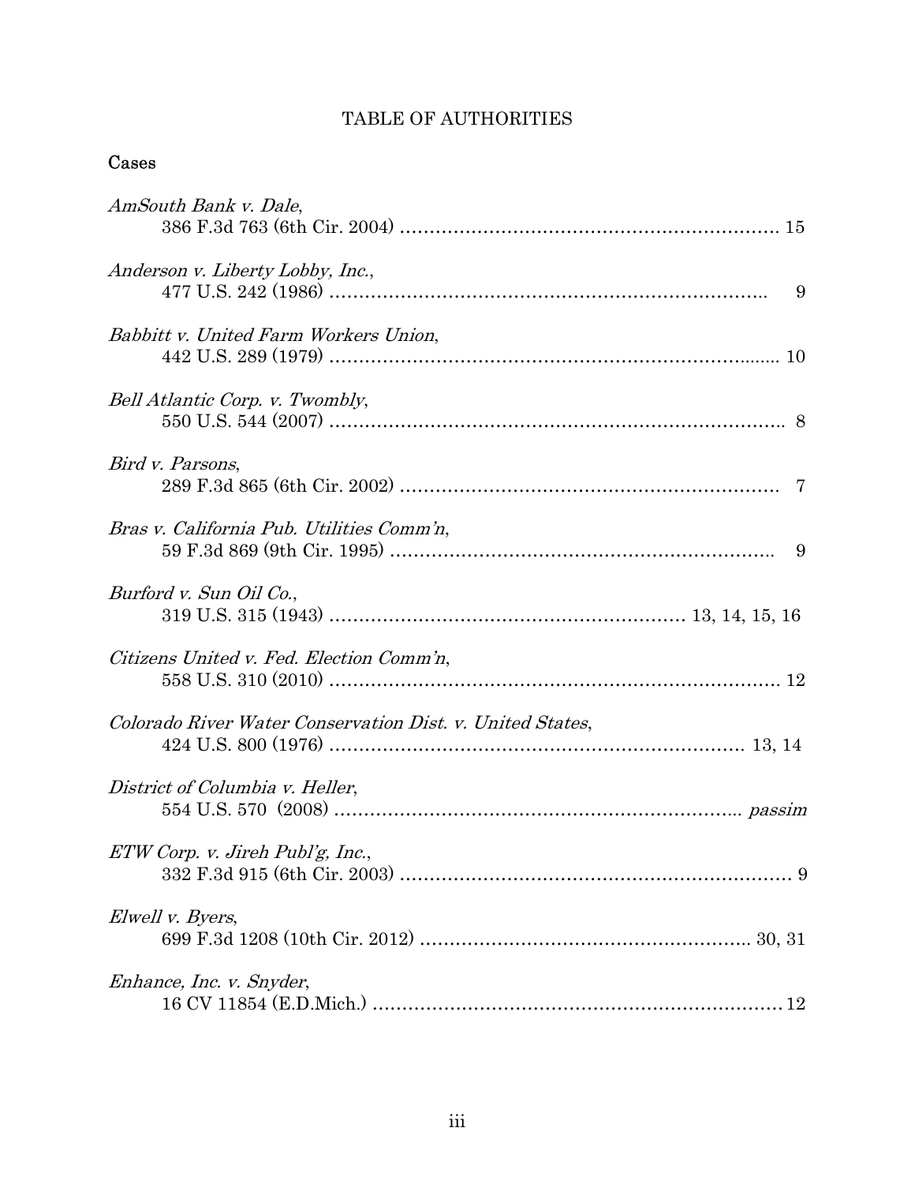# TABLE OF AUTHORITIES

## Cases

*AmSouth Bank v. Dale*,
386 F.3d 763 (6th Cir. 2004) ................................................................ 15

*Anderson v. Liberty Lobby, Inc.*,
477 U.S. 242 (1986) ............................................................................ 9

*Babbitt v. United Farm Workers Union*,
442 U.S. 289 (1979) ............................................................................ 10

*Bell Atlantic Corp. v. Twombly*,
550 U.S. 544 (2007) ............................................................................ 8

*Bird v. Parsons*,
289 F.3d 865 (6th Cir. 2002) ................................................................ 7

*Bras v. California Pub. Utilities Comm'n*,
59 F.3d 869 (9th Cir. 1995) .................................................................. 9

*Burford v. Sun Oil Co.*,
319 U.S. 315 (1943) ........................................................... 13, 14, 15, 16

*Citizens United v. Fed. Election Comm'n*,
558 U.S. 310 (2010) ............................................................................ 12

*Colorado River Water Conservation Dist. v. United States*,
424 U.S. 800 (1976) ...................................................................... 13, 14

*District of Columbia v. Heller*,
554 U.S. 570 (2008) ............................................................................ *passim*

*ETW Corp. v. Jireh Publ'g, Inc.*,
332 F.3d 915 (6th Cir. 2003) ................................................................ 9

*Elwell v. Byers*,
699 F.3d 1208 (10th Cir. 2012) ...................................................... 30, 31

*Enhance, Inc. v. Snyder*,
16 CV 11854 (E.D.Mich.) ..................................................................... 12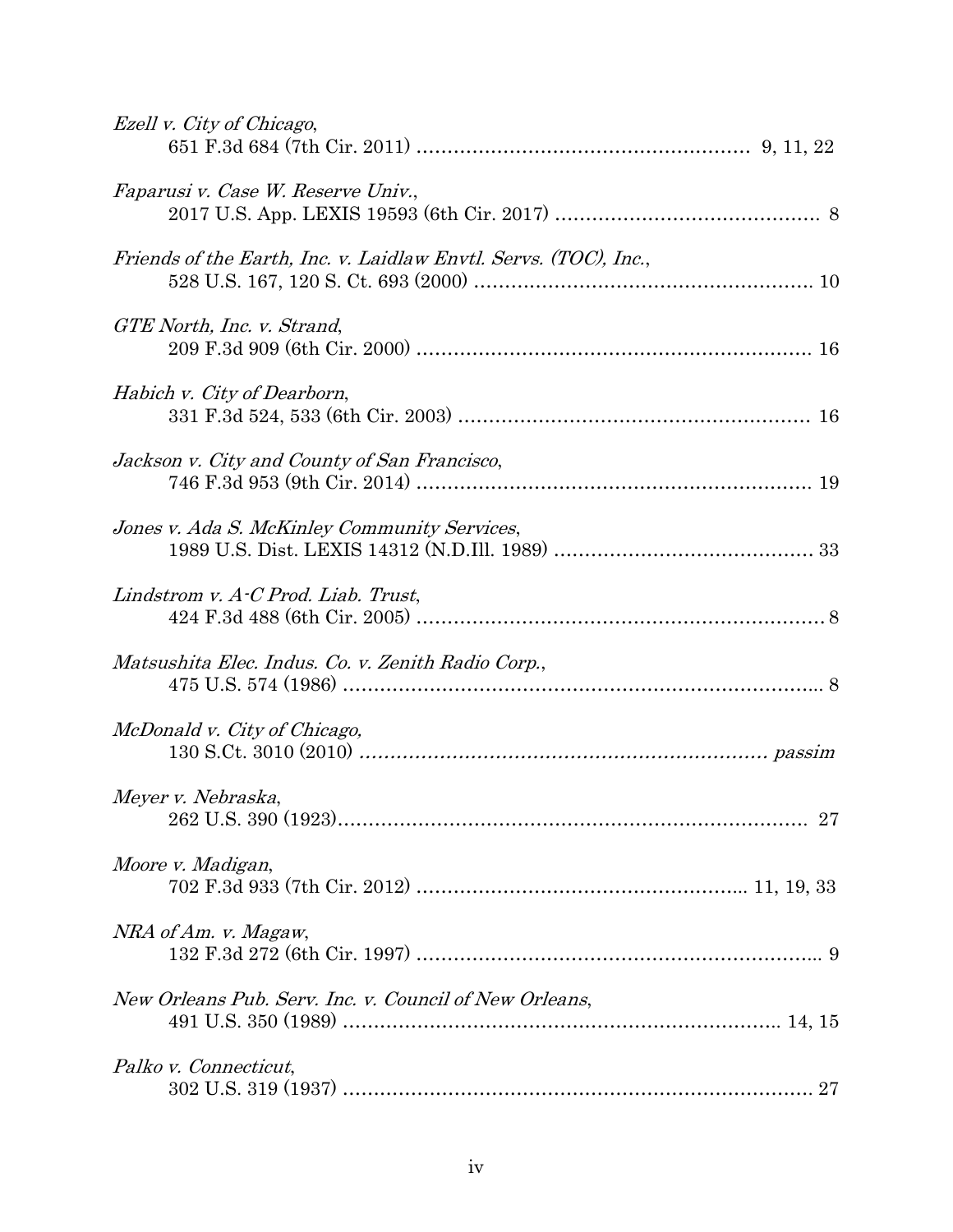*Ezell v. City of Chicago*,
651 F.3d 684 (7th Cir. 2011) ................................................. 9, 11, 22

*Faparusi v. Case W. Reserve Univ.*,
2017 U.S. App. LEXIS 19593 (6th Cir. 2017) ........................................ 8

*Friends of the Earth, Inc. v. Laidlaw Envtl. Servs. (TOC), Inc.*,
528 U.S. 167, 120 S. Ct. 693 (2000) ................................................. 10

*GTE North, Inc. v. Strand*,
209 F.3d 909 (6th Cir. 2000) ......................................................... 16

*Habich v. City of Dearborn*,
331 F.3d 524, 533 (6th Cir. 2003) .................................................. 16

*Jackson v. City and County of San Francisco*,
746 F.3d 953 (9th Cir. 2014) ......................................................... 19

*Jones v. Ada S. McKinley Community Services*,
1989 U.S. Dist. LEXIS 14312 (N.D.Ill. 1989) ...................................... 33

*Lindstrom v. A-C Prod. Liab. Trust*,
424 F.3d 488 (6th Cir. 2005) ........................................................... 8

*Matsushita Elec. Indus. Co. v. Zenith Radio Corp.*,
475 U.S. 574 (1986) ........................................................................ 8

*McDonald v. City of Chicago,*
130 S.Ct. 3010 (2010) ............................................................ *passim*

*Meyer v. Nebraska*,
262 U.S. 390 (1923)...................................................................... 27

*Moore v. Madigan*,
702 F.3d 933 (7th Cir. 2012) ............................................... 11, 19, 33

*NRA of Am. v. Magaw*,
132 F.3d 272 (6th Cir. 1997) ............................................................ 9

*New Orleans Pub. Serv. Inc. v. Council of New Orleans*,
491 U.S. 350 (1989) ................................................................ 14, 15

*Palko v. Connecticut*,
302 U.S. 319 (1937) ...................................................................... 27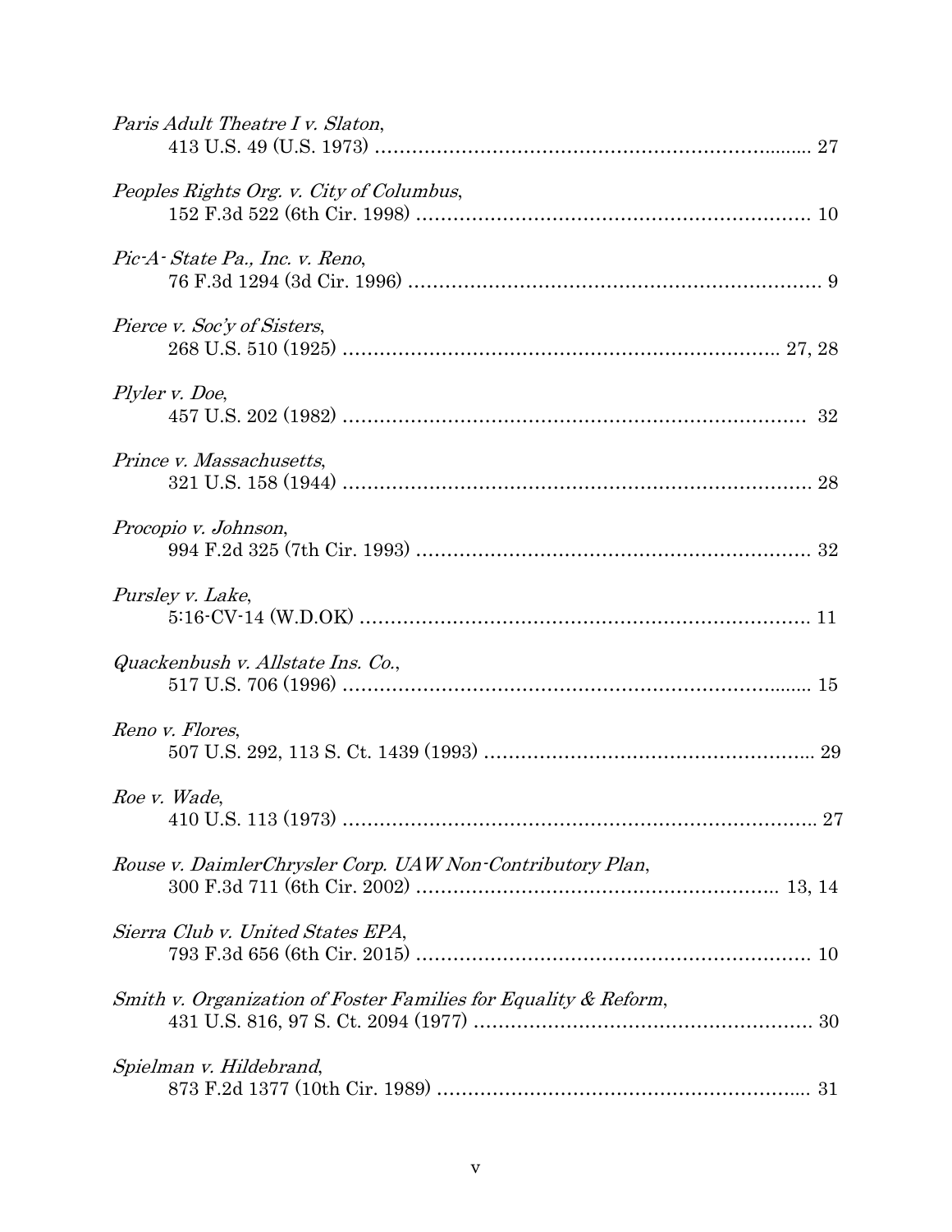*Paris Adult Theatre I v. Slaton*,
413 U.S. 49 (U.S. 1973) ........................................................................ 27

*Peoples Rights Org. v. City of Columbus*,
152 F.3d 522 (6th Cir. 1998) .................................................................. 10

*Pic-A- State Pa., Inc. v. Reno*,
76 F.3d 1294 (3d Cir. 1996) .................................................................... 9

*Pierce v. Soc'y of Sisters*,
268 U.S. 510 (1925) ........................................................................ 27, 28

*Plyler v. Doe*,
457 U.S. 202 (1982) ............................................................................ 32

*Prince v. Massachusetts*,
321 U.S. 158 (1944) .............................................................................. 28

*Procopio v. Johnson*,
994 F.2d 325 (7th Cir. 1993) .................................................................. 32

*Pursley v. Lake*,
5:16-CV-14 (W.D.OK) .......................................................................... 11

*Quackenbush v. Allstate Ins. Co.*,
517 U.S. 706 (1996) .............................................................................. 15

*Reno v. Flores*,
507 U.S. 292, 113 S. Ct. 1439 (1993) ..................................................... 29

*Roe v. Wade*,
410 U.S. 113 (1973) .............................................................................. 27

*Rouse v. DaimlerChrysler Corp. UAW Non-Contributory Plan*,
300 F.3d 711 (6th Cir. 2002) ............................................................ 13, 14

*Sierra Club v. United States EPA*,
793 F.3d 656 (6th Cir. 2015) .................................................................. 10

*Smith v. Organization of Foster Families for Equality & Reform*,
431 U.S. 816, 97 S. Ct. 2094 (1977) ........................................................ 30

*Spielman v. Hildebrand*,
873 F.2d 1377 (10th Cir. 1989) .............................................................. 31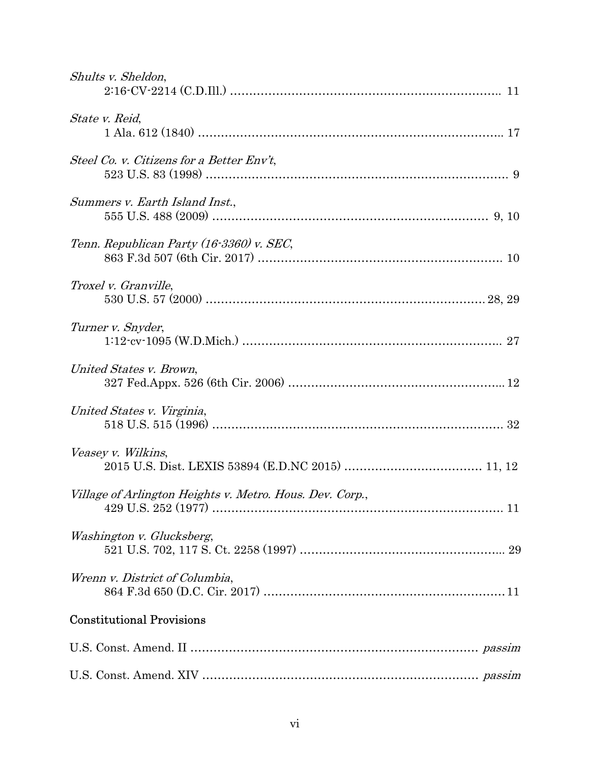*Shults v. Sheldon*,
2:16-CV-2214 (C.D.Ill.) .......................................................................... 11

*State v. Reid*,
1 Ala. 612 (1840) .................................................................................. 17

*Steel Co. v. Citizens for a Better Env't*,
523 U.S. 83 (1998) .................................................................................. 9

*Summers v. Earth Island Inst.*,
555 U.S. 488 (2009) ........................................................................... 9, 10

*Tenn. Republican Party (16-3360) v. SEC*,
863 F.3d 507 (6th Cir. 2017) .................................................................. 10

*Troxel v. Granville*,
530 U.S. 57 (2000) ........................................................................... 28, 29

*Turner v. Snyder*,
1:12-cv-1095 (W.D.Mich.) ....................................................................... 27

*United States v. Brown*,
327 Fed.Appx. 526 (6th Cir. 2006) .......................................................... 12

*United States v. Virginia*,
518 U.S. 515 (1996) ................................................................................ 32

*Veasey v. Wilkins*,
2015 U.S. Dist. LEXIS 53894 (E.D.NC 2015) .................................... 11, 12

*Village of Arlington Heights v. Metro. Hous. Dev. Corp.*,
429 U.S. 252 (1977) ................................................................................ 11

*Washington v. Glucksberg*,
521 U.S. 702, 117 S. Ct. 2258 (1997) ...................................................... 29

*Wrenn v. District of Columbia*,
864 F.3d 650 (D.C. Cir. 2017) ................................................................. 11

## Constitutional Provisions

U.S. Const. Amend. II ........................................................................ *passim*

U.S. Const. Amend. XIV ..................................................................... *passim*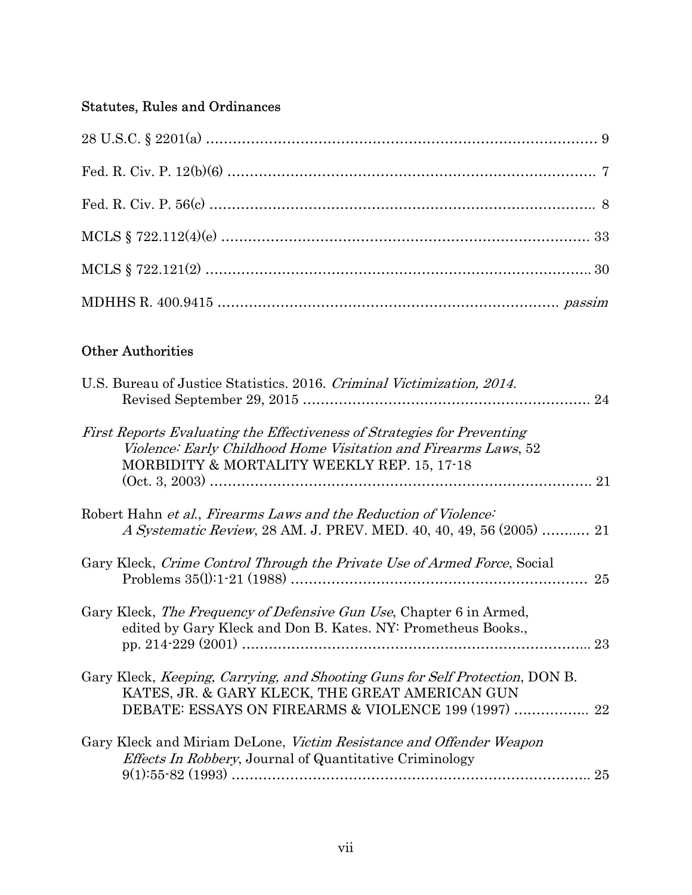### Statutes, Rules and Ordinances

28 U.S.C. § 2201(a) ........................................................................................ 9

Fed. R. Civ. P. 12(b)(6) ................................................................................... 7

Fed. R. Civ. P. 56(c) ....................................................................................... 8

MCLS § 722.112(4)(e) .................................................................................... 33

MCLS § 722.121(2) ........................................................................................ 30

MDHHS R. 400.9415 ............................................................................ *passim*

### Other Authorities

U.S. Bureau of Justice Statistics. 2016. *Criminal Victimization, 2014*. Revised September 29, 2015 ................................................................. 24

*First Reports Evaluating the Effectiveness of Strategies for Preventing Violence: Early Childhood Home Visitation and Firearms Laws*, 52 MORBIDITY & MORTALITY WEEKLY REP. 15, 17-18 (Oct. 3, 2003) ...................................................................................... 21

Robert Hahn *et al.*, *Firearms Laws and the Reduction of Violence: A Systematic Review*, 28 AM. J. PREV. MED. 40, 40, 49, 56 (2005) ........... 21

Gary Kleck, *Crime Control Through the Private Use of Armed Force*, Social Problems 35(l):1-21 (1988) .................................................................. 25

Gary Kleck, *The Frequency of Defensive Gun Use*, Chapter 6 in Armed, edited by Gary Kleck and Don B. Kates. NY: Prometheus Books., pp. 214-229 (2001) .............................................................................. 23

Gary Kleck, *Keeping, Carrying, and Shooting Guns for Self Protection*, DON B. KATES, JR. & GARY KLECK, THE GREAT AMERICAN GUN DEBATE: ESSAYS ON FIREARMS & VIOLENCE 199 (1997) ................. 22

Gary Kleck and Miriam DeLone, *Victim Resistance and Offender Weapon Effects In Robbery*, Journal of Quantitative Criminology 9(1):55-82 (1993) ................................................................................ 25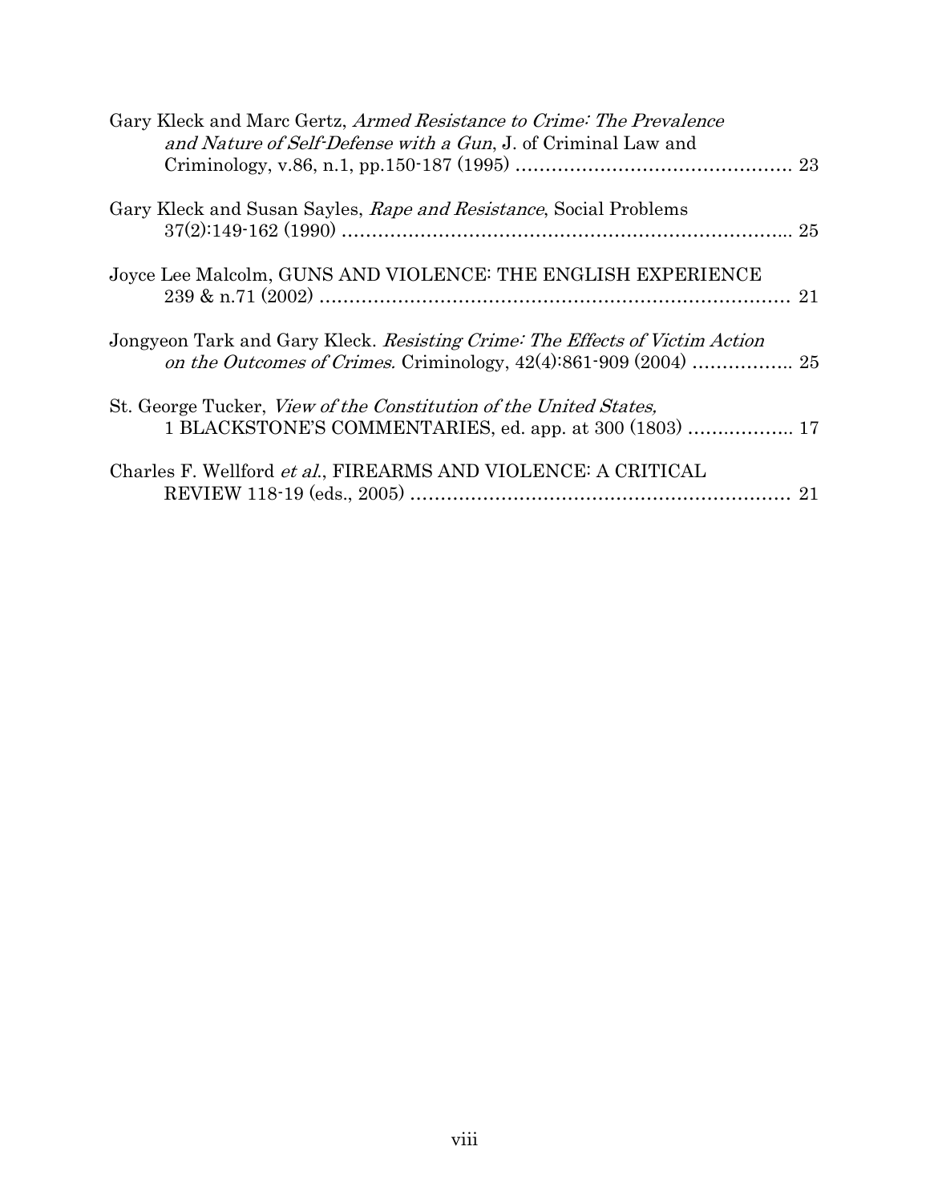Gary Kleck and Marc Gertz, *Armed Resistance to Crime: The Prevalence and Nature of Self-Defense with a Gun*, J. of Criminal Law and Criminology, v.86, n.1, pp.150-187 (1995) .............................................. 23

Gary Kleck and Susan Sayles, *Rape and Resistance*, Social Problems 37(2):149-162 (1990) ........................................................................... 25

Joyce Lee Malcolm, GUNS AND VIOLENCE: THE ENGLISH EXPERIENCE 239 & n.71 (2002) .............................................................................. 21

Jongyeon Tark and Gary Kleck. *Resisting Crime: The Effects of Victim Action on the Outcomes of Crimes.* Criminology, 42(4):861-909 (2004) ................. 25

St. George Tucker, *View of the Constitution of the United States,* 1 BLACKSTONE'S COMMENTARIES, ed. app. at 300 (1803) .................. 17

Charles F. Wellford *et al.*, FIREARMS AND VIOLENCE: A CRITICAL REVIEW 118-19 (eds., 2005) ................................................................ 21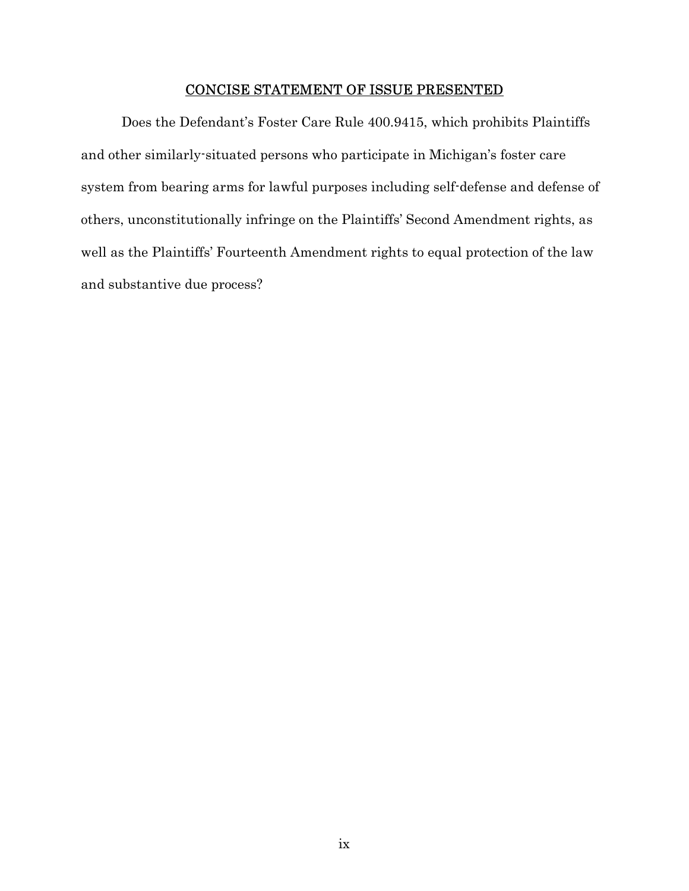## CONCISE STATEMENT OF ISSUE PRESENTED

Does the Defendant's Foster Care Rule 400.9415, which prohibits Plaintiffs and other similarly-situated persons who participate in Michigan's foster care system from bearing arms for lawful purposes including self-defense and defense of others, unconstitutionally infringe on the Plaintiffs' Second Amendment rights, as well as the Plaintiffs' Fourteenth Amendment rights to equal protection of the law and substantive due process?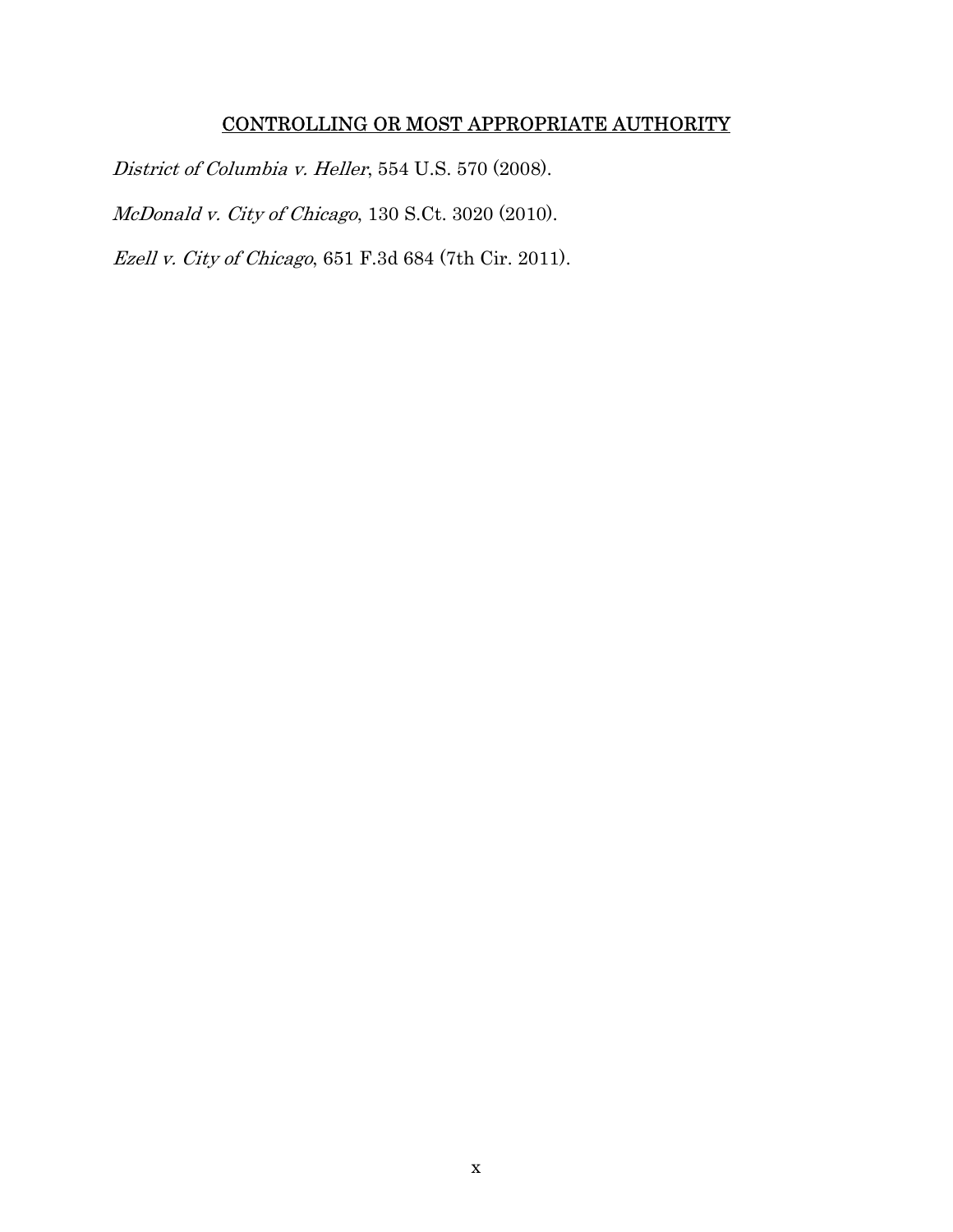## CONTROLLING OR MOST APPROPRIATE AUTHORITY

*District of Columbia v. Heller*, 554 U.S. 570 (2008).

*McDonald v. City of Chicago*, 130 S.Ct. 3020 (2010).

*Ezell v. City of Chicago*, 651 F.3d 684 (7th Cir. 2011).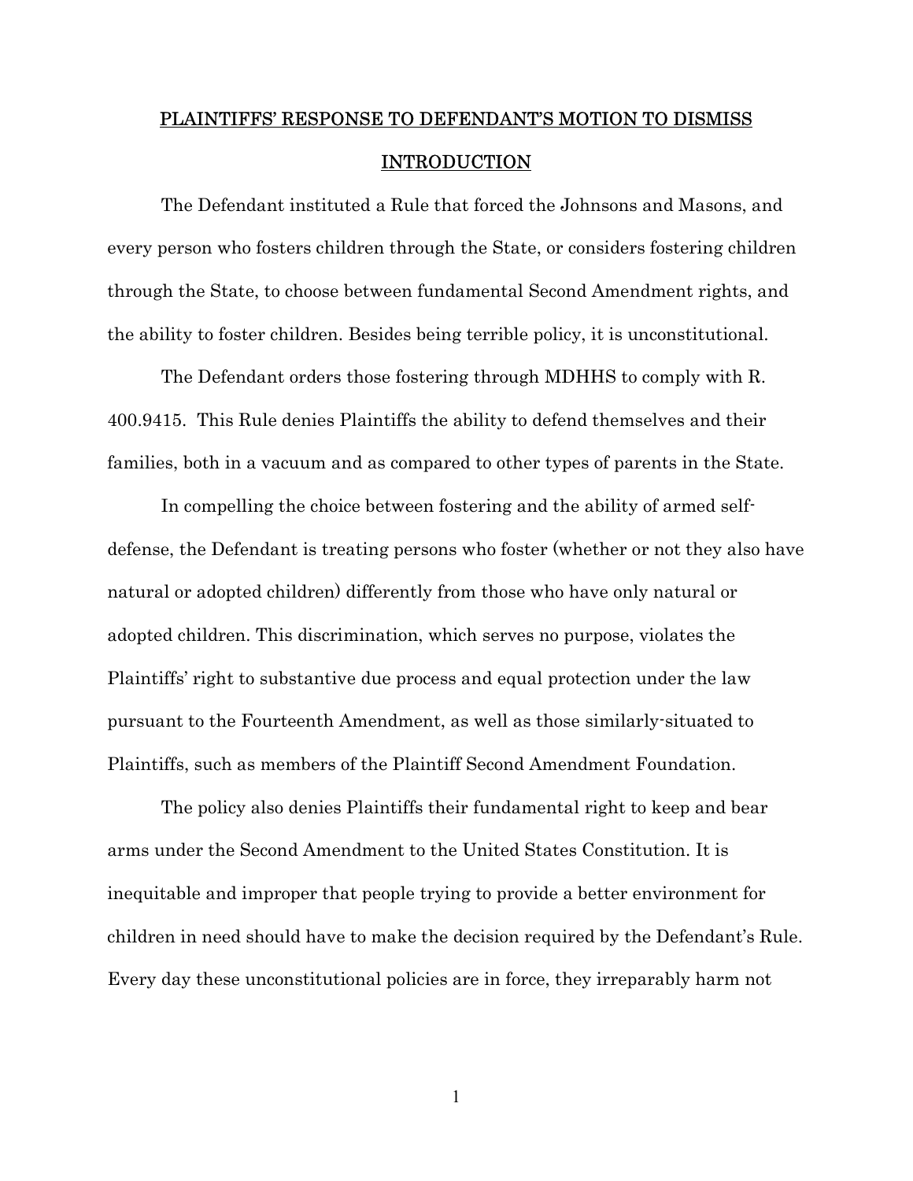# PLAINTIFFS' RESPONSE TO DEFENDANT'S MOTION TO DISMISS

## INTRODUCTION

The Defendant instituted a Rule that forced the Johnsons and Masons, and every person who fosters children through the State, or considers fostering children through the State, to choose between fundamental Second Amendment rights, and the ability to foster children. Besides being terrible policy, it is unconstitutional.

The Defendant orders those fostering through MDHHS to comply with R. 400.9415. This Rule denies Plaintiffs the ability to defend themselves and their families, both in a vacuum and as compared to other types of parents in the State.

In compelling the choice between fostering and the ability of armed self-defense, the Defendant is treating persons who foster (whether or not they also have natural or adopted children) differently from those who have only natural or adopted children. This discrimination, which serves no purpose, violates the Plaintiffs' right to substantive due process and equal protection under the law pursuant to the Fourteenth Amendment, as well as those similarly-situated to Plaintiffs, such as members of the Plaintiff Second Amendment Foundation.

The policy also denies Plaintiffs their fundamental right to keep and bear arms under the Second Amendment to the United States Constitution. It is inequitable and improper that people trying to provide a better environment for children in need should have to make the decision required by the Defendant's Rule. Every day these unconstitutional policies are in force, they irreparably harm not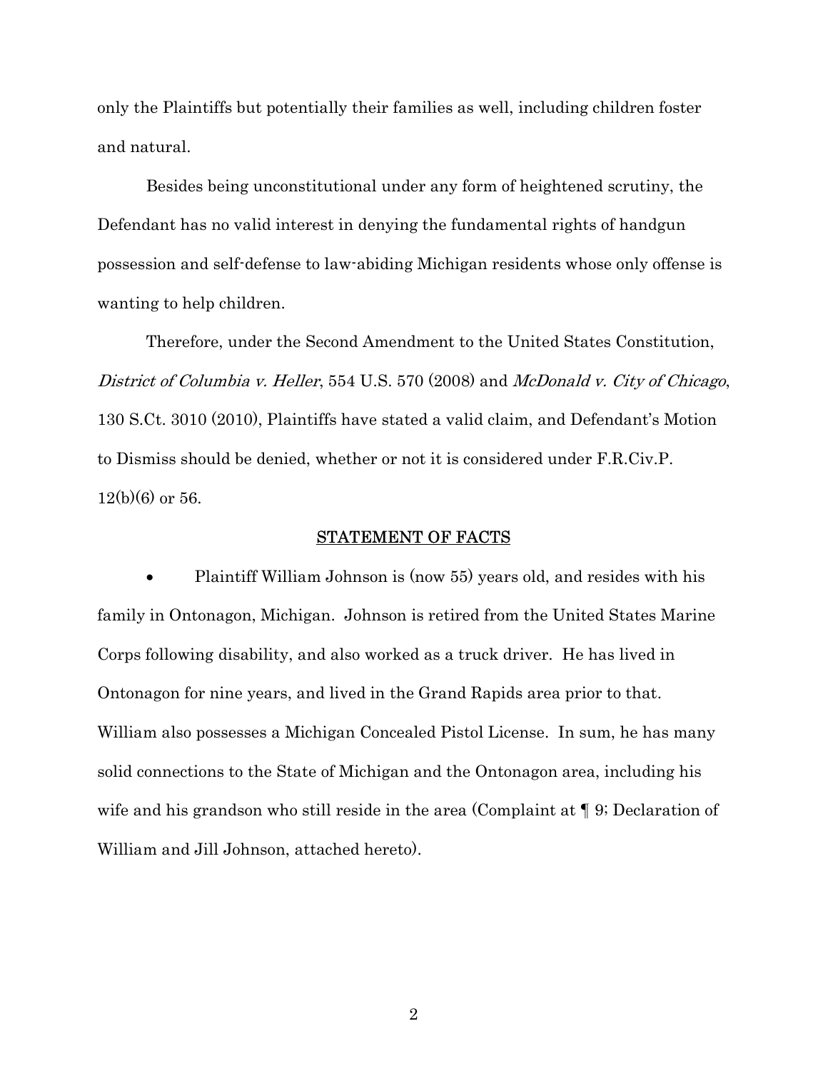only the Plaintiffs but potentially their families as well, including children foster and natural.

Besides being unconstitutional under any form of heightened scrutiny, the Defendant has no valid interest in denying the fundamental rights of handgun possession and self-defense to law-abiding Michigan residents whose only offense is wanting to help children.

Therefore, under the Second Amendment to the United States Constitution, *District of Columbia v. Heller*, 554 U.S. 570 (2008) and *McDonald v. City of Chicago*, 130 S.Ct. 3010 (2010), Plaintiffs have stated a valid claim, and Defendant's Motion to Dismiss should be denied, whether or not it is considered under F.R.Civ.P. 12(b)(6) or 56.

## STATEMENT OF FACTS

- Plaintiff William Johnson is (now 55) years old, and resides with his family in Ontonagon, Michigan. Johnson is retired from the United States Marine Corps following disability, and also worked as a truck driver. He has lived in Ontonagon for nine years, and lived in the Grand Rapids area prior to that. William also possesses a Michigan Concealed Pistol License. In sum, he has many solid connections to the State of Michigan and the Ontonagon area, including his wife and his grandson who still reside in the area (Complaint at ¶ 9; Declaration of William and Jill Johnson, attached hereto).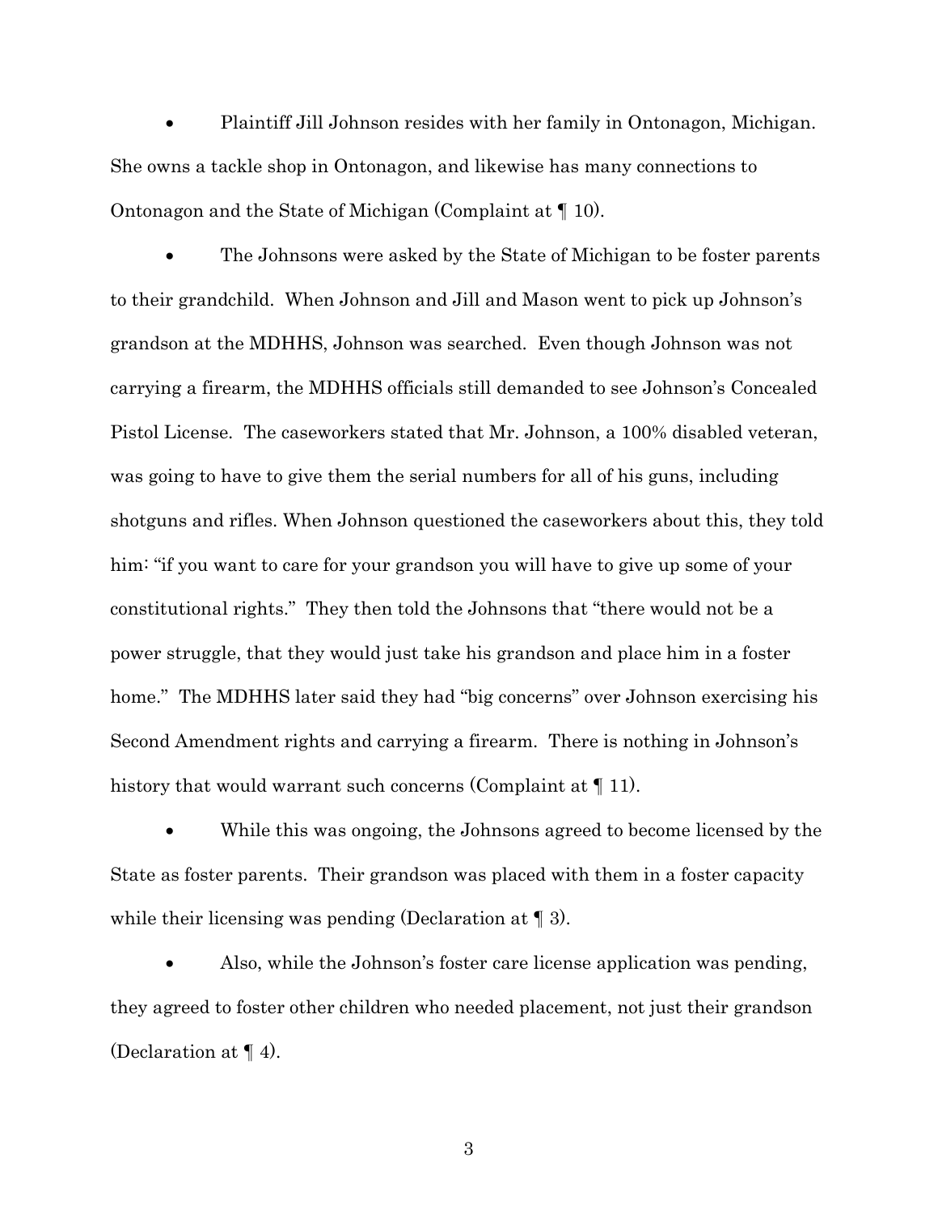- Plaintiff Jill Johnson resides with her family in Ontonagon, Michigan. She owns a tackle shop in Ontonagon, and likewise has many connections to Ontonagon and the State of Michigan (Complaint at ¶ 10).

- The Johnsons were asked by the State of Michigan to be foster parents to their grandchild. When Johnson and Jill and Mason went to pick up Johnson's grandson at the MDHHS, Johnson was searched. Even though Johnson was not carrying a firearm, the MDHHS officials still demanded to see Johnson's Concealed Pistol License. The caseworkers stated that Mr. Johnson, a 100% disabled veteran, was going to have to give them the serial numbers for all of his guns, including shotguns and rifles. When Johnson questioned the caseworkers about this, they told him: "if you want to care for your grandson you will have to give up some of your constitutional rights." They then told the Johnsons that "there would not be a power struggle, that they would just take his grandson and place him in a foster home." The MDHHS later said they had "big concerns" over Johnson exercising his Second Amendment rights and carrying a firearm. There is nothing in Johnson's history that would warrant such concerns (Complaint at ¶ 11).

- While this was ongoing, the Johnsons agreed to become licensed by the State as foster parents. Their grandson was placed with them in a foster capacity while their licensing was pending (Declaration at ¶ 3).

- Also, while the Johnson's foster care license application was pending, they agreed to foster other children who needed placement, not just their grandson (Declaration at ¶ 4).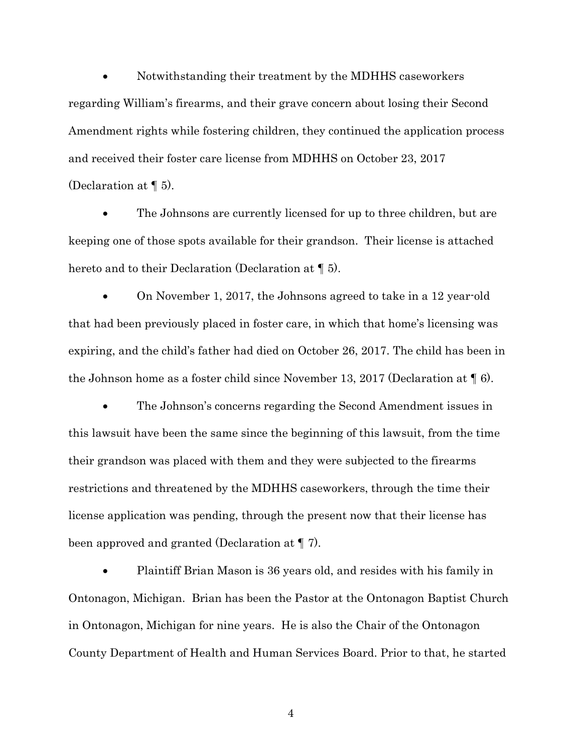- Notwithstanding their treatment by the MDHHS caseworkers regarding William's firearms, and their grave concern about losing their Second Amendment rights while fostering children, they continued the application process and received their foster care license from MDHHS on October 23, 2017 (Declaration at ¶ 5).

- The Johnsons are currently licensed for up to three children, but are keeping one of those spots available for their grandson. Their license is attached hereto and to their Declaration (Declaration at ¶ 5).

- On November 1, 2017, the Johnsons agreed to take in a 12 year-old that had been previously placed in foster care, in which that home's licensing was expiring, and the child's father had died on October 26, 2017. The child has been in the Johnson home as a foster child since November 13, 2017 (Declaration at ¶ 6).

- The Johnson's concerns regarding the Second Amendment issues in this lawsuit have been the same since the beginning of this lawsuit, from the time their grandson was placed with them and they were subjected to the firearms restrictions and threatened by the MDHHS caseworkers, through the time their license application was pending, through the present now that their license has been approved and granted (Declaration at ¶ 7).

- Plaintiff Brian Mason is 36 years old, and resides with his family in Ontonagon, Michigan. Brian has been the Pastor at the Ontonagon Baptist Church in Ontonagon, Michigan for nine years. He is also the Chair of the Ontonagon County Department of Health and Human Services Board. Prior to that, he started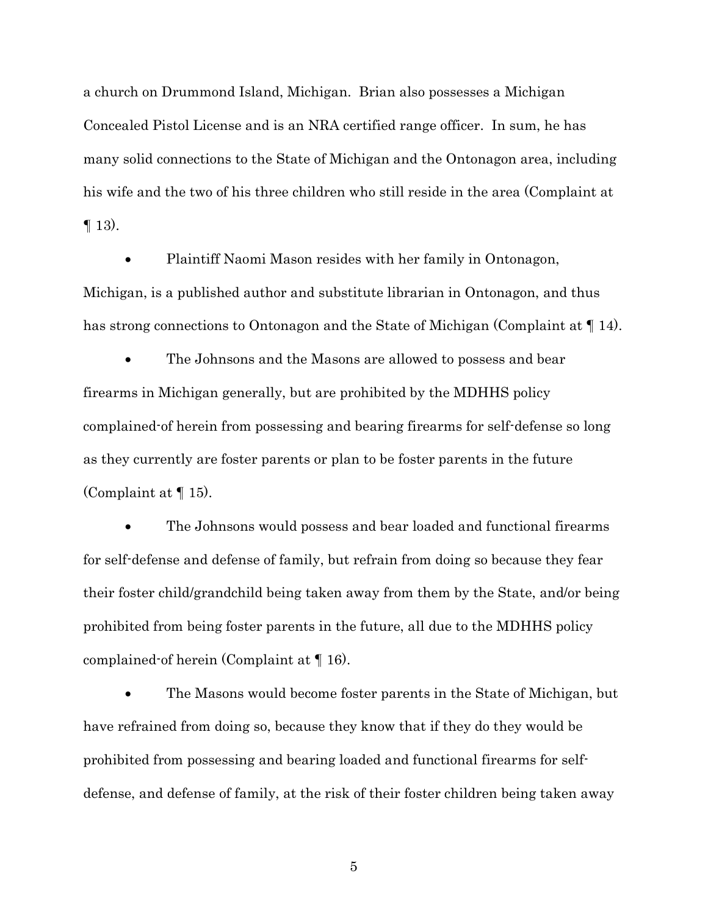a church on Drummond Island, Michigan. Brian also possesses a Michigan Concealed Pistol License and is an NRA certified range officer. In sum, he has many solid connections to the State of Michigan and the Ontonagon area, including his wife and the two of his three children who still reside in the area (Complaint at ¶ 13).

- Plaintiff Naomi Mason resides with her family in Ontonagon, Michigan, is a published author and substitute librarian in Ontonagon, and thus has strong connections to Ontonagon and the State of Michigan (Complaint at ¶ 14).

- The Johnsons and the Masons are allowed to possess and bear firearms in Michigan generally, but are prohibited by the MDHHS policy complained-of herein from possessing and bearing firearms for self-defense so long as they currently are foster parents or plan to be foster parents in the future (Complaint at ¶ 15).

- The Johnsons would possess and bear loaded and functional firearms for self-defense and defense of family, but refrain from doing so because they fear their foster child/grandchild being taken away from them by the State, and/or being prohibited from being foster parents in the future, all due to the MDHHS policy complained-of herein (Complaint at ¶ 16).

- The Masons would become foster parents in the State of Michigan, but have refrained from doing so, because they know that if they do they would be prohibited from possessing and bearing loaded and functional firearms for self-defense, and defense of family, at the risk of their foster children being taken away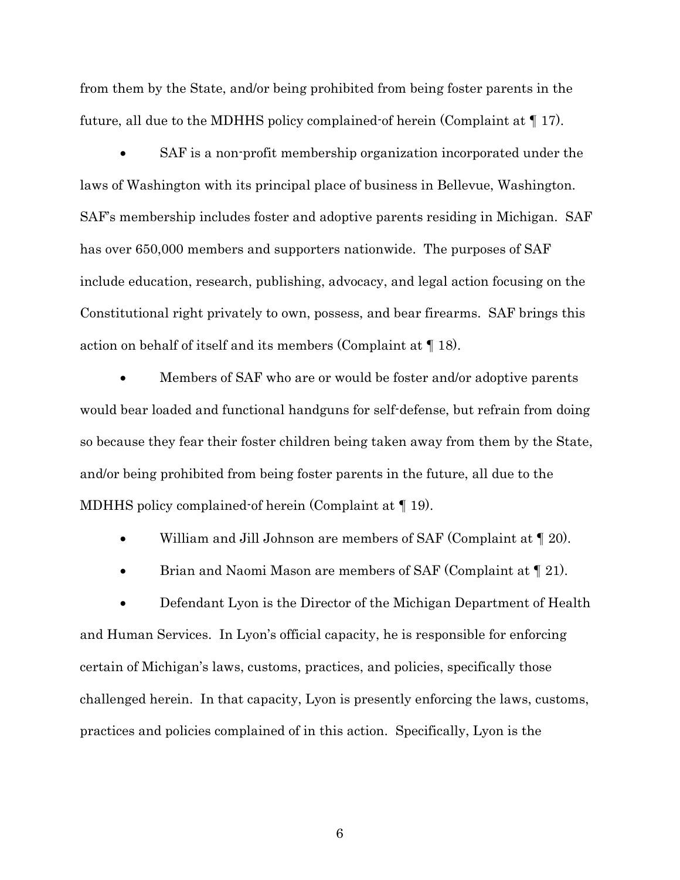from them by the State, and/or being prohibited from being foster parents in the future, all due to the MDHHS policy complained-of herein (Complaint at ¶ 17).

- SAF is a non-profit membership organization incorporated under the laws of Washington with its principal place of business in Bellevue, Washington. SAF's membership includes foster and adoptive parents residing in Michigan. SAF has over 650,000 members and supporters nationwide. The purposes of SAF include education, research, publishing, advocacy, and legal action focusing on the Constitutional right privately to own, possess, and bear firearms. SAF brings this action on behalf of itself and its members (Complaint at ¶ 18).

- Members of SAF who are or would be foster and/or adoptive parents would bear loaded and functional handguns for self-defense, but refrain from doing so because they fear their foster children being taken away from them by the State, and/or being prohibited from being foster parents in the future, all due to the MDHHS policy complained-of herein (Complaint at ¶ 19).

- William and Jill Johnson are members of SAF (Complaint at ¶ 20).

- Brian and Naomi Mason are members of SAF (Complaint at ¶ 21).

- Defendant Lyon is the Director of the Michigan Department of Health and Human Services. In Lyon's official capacity, he is responsible for enforcing certain of Michigan's laws, customs, practices, and policies, specifically those challenged herein. In that capacity, Lyon is presently enforcing the laws, customs, practices and policies complained of in this action. Specifically, Lyon is the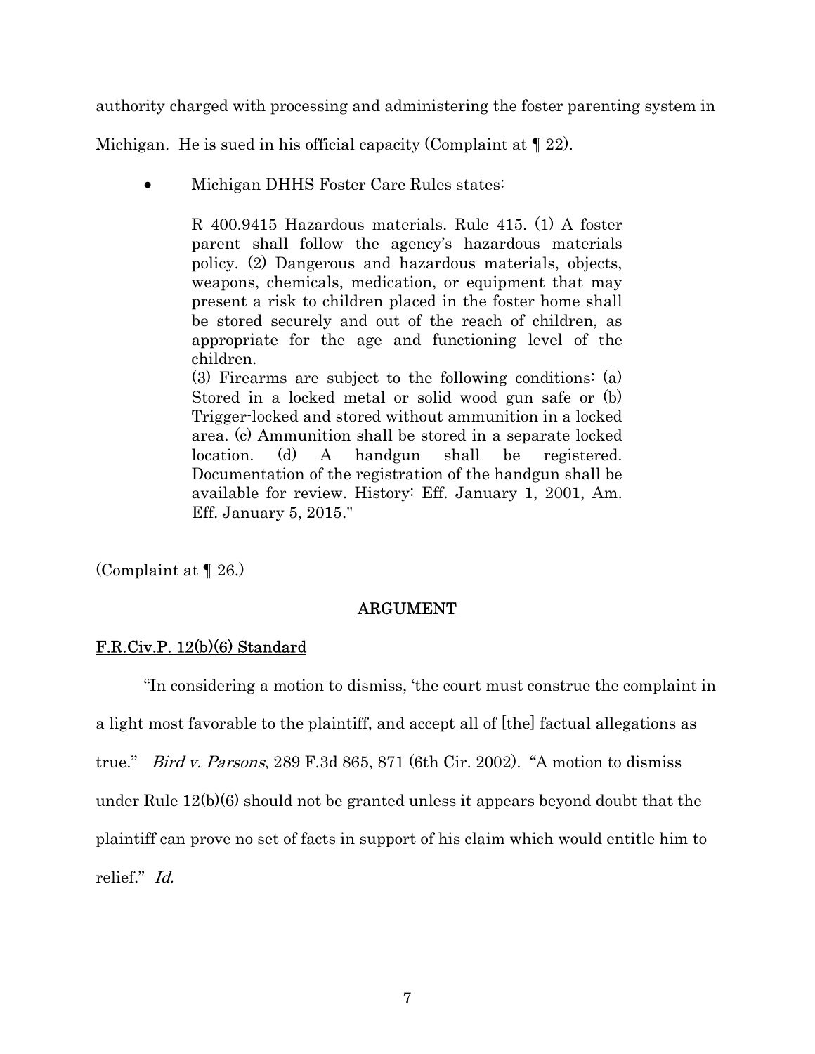authority charged with processing and administering the foster parenting system in Michigan. He is sued in his official capacity (Complaint at ¶ 22).

- Michigan DHHS Foster Care Rules states:

> R 400.9415 Hazardous materials. Rule 415. (1) A foster parent shall follow the agency's hazardous materials policy. (2) Dangerous and hazardous materials, objects, weapons, chemicals, medication, or equipment that may present a risk to children placed in the foster home shall be stored securely and out of the reach of children, as appropriate for the age and functioning level of the children.
> (3) Firearms are subject to the following conditions: (a) Stored in a locked metal or solid wood gun safe or (b) Trigger-locked and stored without ammunition in a locked area. (c) Ammunition shall be stored in a separate locked location. (d) A handgun shall be registered. Documentation of the registration of the handgun shall be available for review. History: Eff. January 1, 2001, Am. Eff. January 5, 2015."

(Complaint at ¶ 26.)

## ARGUMENT

### F.R.Civ.P. 12(b)(6) Standard

"In considering a motion to dismiss, 'the court must construe the complaint in a light most favorable to the plaintiff, and accept all of [the] factual allegations as true." *Bird v. Parsons*, 289 F.3d 865, 871 (6th Cir. 2002). "A motion to dismiss under Rule 12(b)(6) should not be granted unless it appears beyond doubt that the plaintiff can prove no set of facts in support of his claim which would entitle him to relief." *Id.*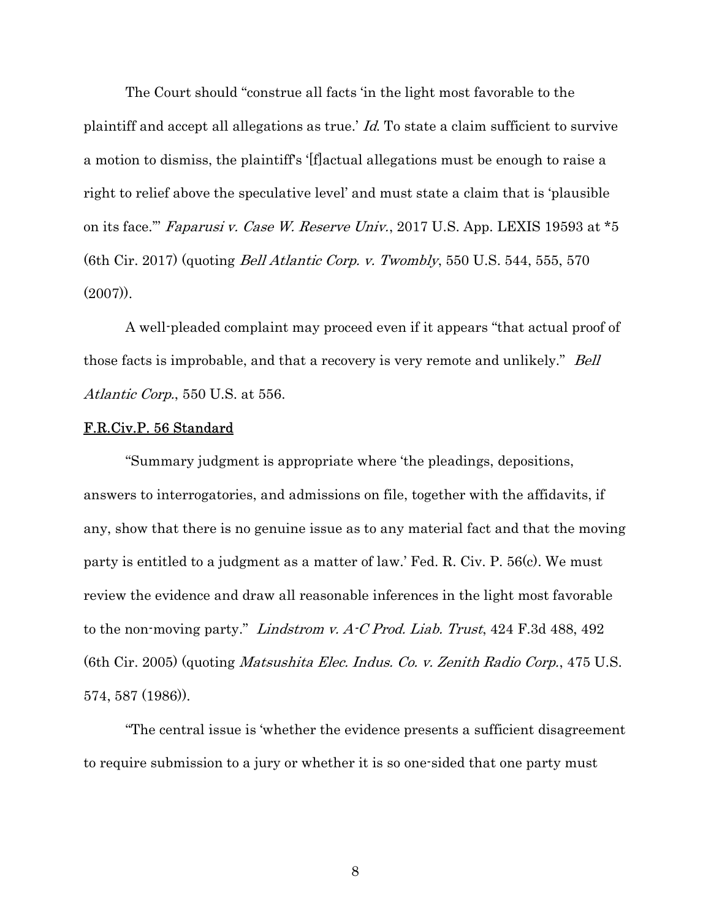The Court should "construe all facts 'in the light most favorable to the plaintiff and accept all allegations as true.' *Id*. To state a claim sufficient to survive a motion to dismiss, the plaintiff's '[f]actual allegations must be enough to raise a right to relief above the speculative level' and must state a claim that is 'plausible on its face.'" *Faparusi v. Case W. Reserve Univ.*, 2017 U.S. App. LEXIS 19593 at *5 (6th Cir. 2017) (quoting *Bell Atlantic Corp. v. Twombly*, 550 U.S. 544, 555, 570 (2007)).

A well-pleaded complaint may proceed even if it appears "that actual proof of those facts is improbable, and that a recovery is very remote and unlikely." *Bell Atlantic Corp.*, 550 U.S. at 556.

<u>F.R.Civ.P. 56 Standard</u>

"Summary judgment is appropriate where 'the pleadings, depositions, answers to interrogatories, and admissions on file, together with the affidavits, if any, show that there is no genuine issue as to any material fact and that the moving party is entitled to a judgment as a matter of law.' Fed. R. Civ. P. 56(c). We must review the evidence and draw all reasonable inferences in the light most favorable to the non-moving party." *Lindstrom v. A-C Prod. Liab. Trust*, 424 F.3d 488, 492 (6th Cir. 2005) (quoting *Matsushita Elec. Indus. Co. v. Zenith Radio Corp.*, 475 U.S. 574, 587 (1986)).

"The central issue is 'whether the evidence presents a sufficient disagreement to require submission to a jury or whether it is so one-sided that one party must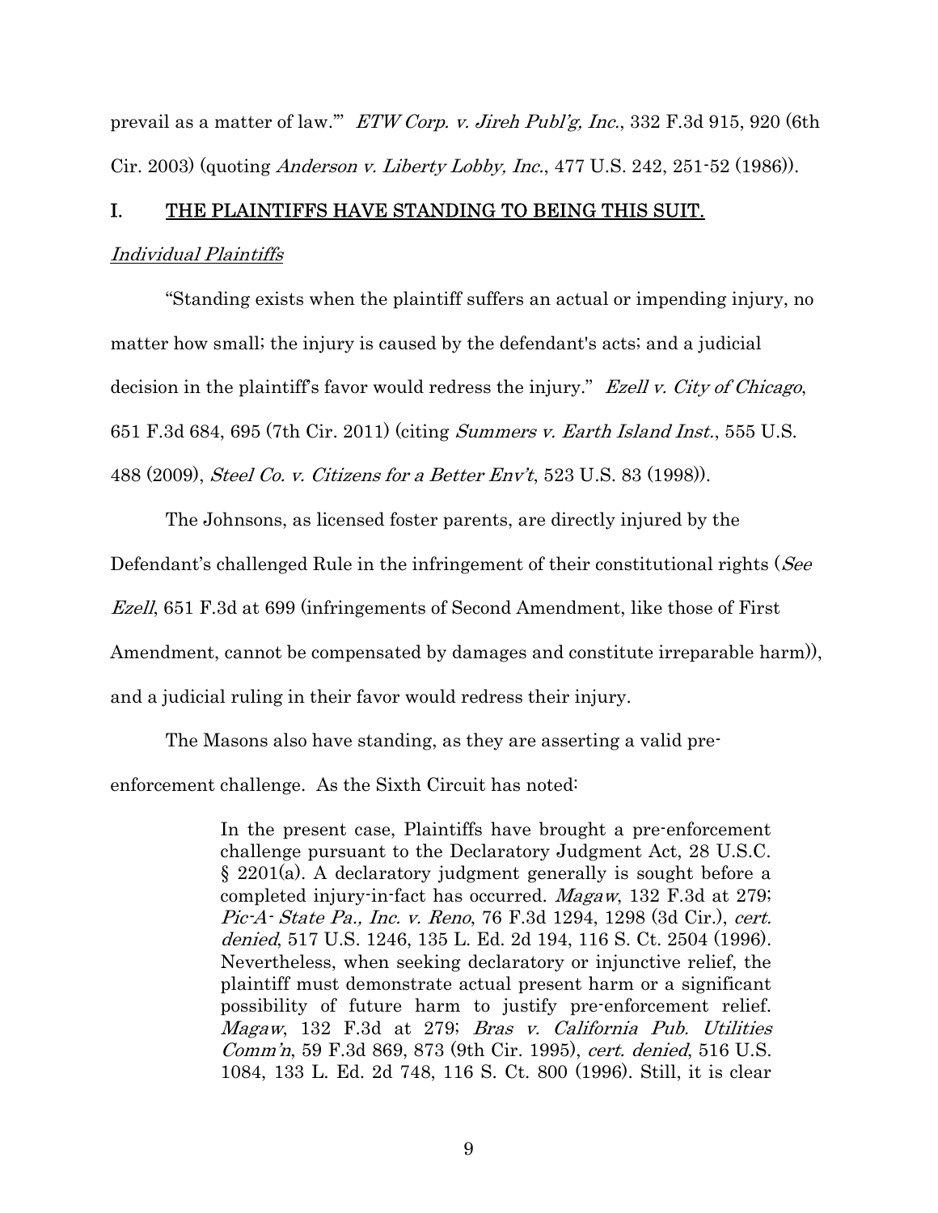prevail as a matter of law.'" *ETW Corp. v. Jireh Publ'g, Inc.*, 332 F.3d 915, 920 (6th Cir. 2003) (quoting *Anderson v. Liberty Lobby, Inc.*, 477 U.S. 242, 251-52 (1986)).

## I. THE PLAINTIFFS HAVE STANDING TO BEING THIS SUIT.

### *Individual Plaintiffs*

"Standing exists when the plaintiff suffers an actual or impending injury, no matter how small; the injury is caused by the defendant's acts; and a judicial decision in the plaintiff's favor would redress the injury." *Ezell v. City of Chicago*, 651 F.3d 684, 695 (7th Cir. 2011) (citing *Summers v. Earth Island Inst.*, 555 U.S. 488 (2009), *Steel Co. v. Citizens for a Better Env't*, 523 U.S. 83 (1998)).

The Johnsons, as licensed foster parents, are directly injured by the Defendant's challenged Rule in the infringement of their constitutional rights (*See Ezell*, 651 F.3d at 699 (infringements of Second Amendment, like those of First Amendment, cannot be compensated by damages and constitute irreparable harm)), and a judicial ruling in their favor would redress their injury.

The Masons also have standing, as they are asserting a valid pre-enforcement challenge. As the Sixth Circuit has noted:

> In the present case, Plaintiffs have brought a pre-enforcement challenge pursuant to the Declaratory Judgment Act, 28 U.S.C. § 2201(a). A declaratory judgment generally is sought before a completed injury-in-fact has occurred. *Magaw*, 132 F.3d at 279; *Pic-A- State Pa., Inc. v. Reno*, 76 F.3d 1294, 1298 (3d Cir.), *cert. denied*, 517 U.S. 1246, 135 L. Ed. 2d 194, 116 S. Ct. 2504 (1996). Nevertheless, when seeking declaratory or injunctive relief, the plaintiff must demonstrate actual present harm or a significant possibility of future harm to justify pre-enforcement relief. *Magaw*, 132 F.3d at 279; *Bras v. California Pub. Utilities Comm'n*, 59 F.3d 869, 873 (9th Cir. 1995), *cert. denied*, 516 U.S. 1084, 133 L. Ed. 2d 748, 116 S. Ct. 800 (1996). Still, it is clear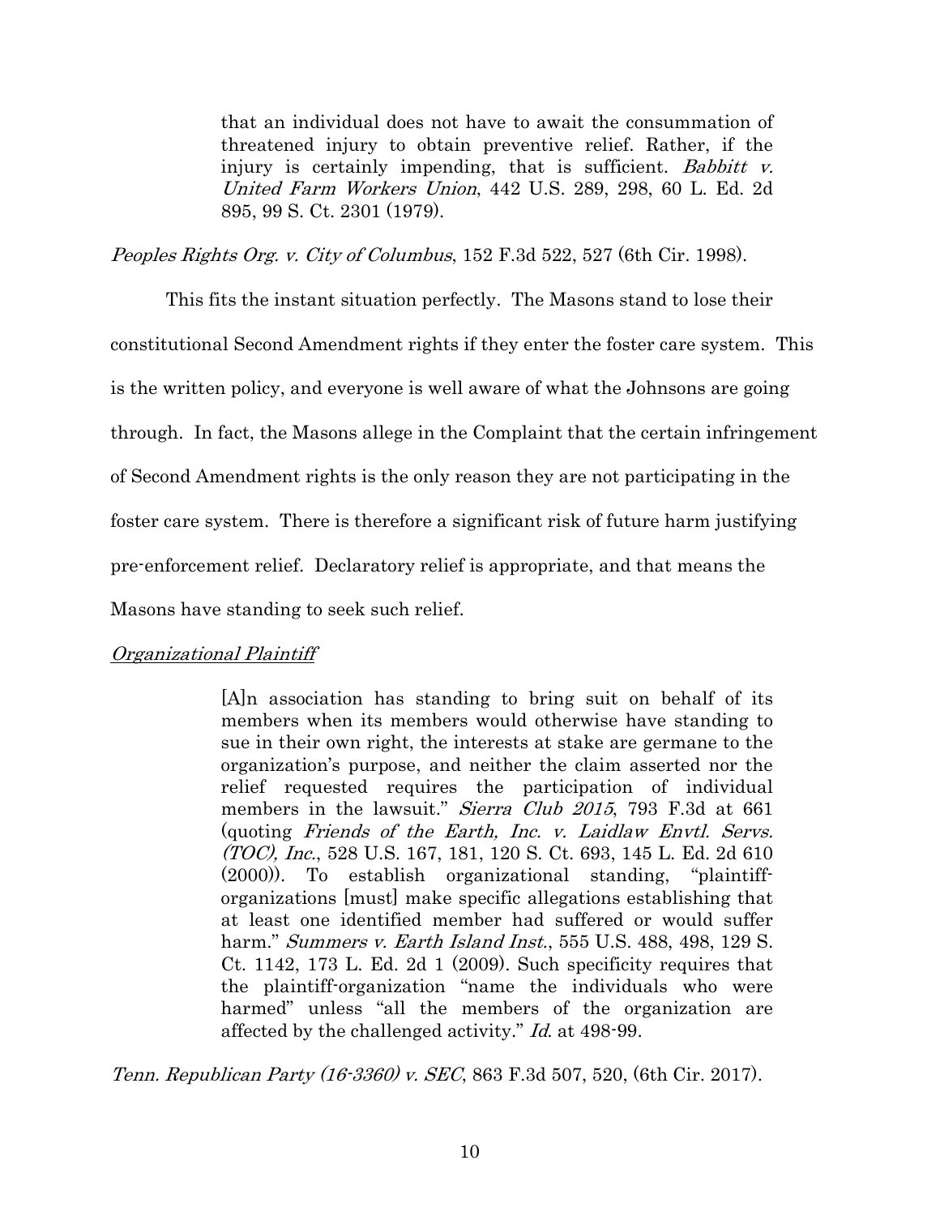> that an individual does not have to await the consummation of threatened injury to obtain preventive relief. Rather, if the injury is certainly impending, that is sufficient. *Babbitt v. United Farm Workers Union*, 442 U.S. 289, 298, 60 L. Ed. 2d 895, 99 S. Ct. 2301 (1979).

*Peoples Rights Org. v. City of Columbus*, 152 F.3d 522, 527 (6th Cir. 1998).

This fits the instant situation perfectly. The Masons stand to lose their constitutional Second Amendment rights if they enter the foster care system. This is the written policy, and everyone is well aware of what the Johnsons are going through. In fact, the Masons allege in the Complaint that the certain infringement of Second Amendment rights is the only reason they are not participating in the foster care system. There is therefore a significant risk of future harm justifying pre-enforcement relief. Declaratory relief is appropriate, and that means the Masons have standing to seek such relief.

<u>*Organizational Plaintiff*</u>

> [A]n association has standing to bring suit on behalf of its members when its members would otherwise have standing to sue in their own right, the interests at stake are germane to the organization's purpose, and neither the claim asserted nor the relief requested requires the participation of individual members in the lawsuit." *Sierra Club 2015*, 793 F.3d at 661 (quoting *Friends of the Earth, Inc. v. Laidlaw Envtl. Servs. (TOC), Inc.*, 528 U.S. 167, 181, 120 S. Ct. 693, 145 L. Ed. 2d 610 (2000)). To establish organizational standing, "plaintiff-organizations [must] make specific allegations establishing that at least one identified member had suffered or would suffer harm." *Summers v. Earth Island Inst.*, 555 U.S. 488, 498, 129 S. Ct. 1142, 173 L. Ed. 2d 1 (2009). Such specificity requires that the plaintiff-organization "name the individuals who were harmed" unless "all the members of the organization are affected by the challenged activity." *Id.* at 498-99.

*Tenn. Republican Party (16-3360) v. SEC*, 863 F.3d 507, 520, (6th Cir. 2017).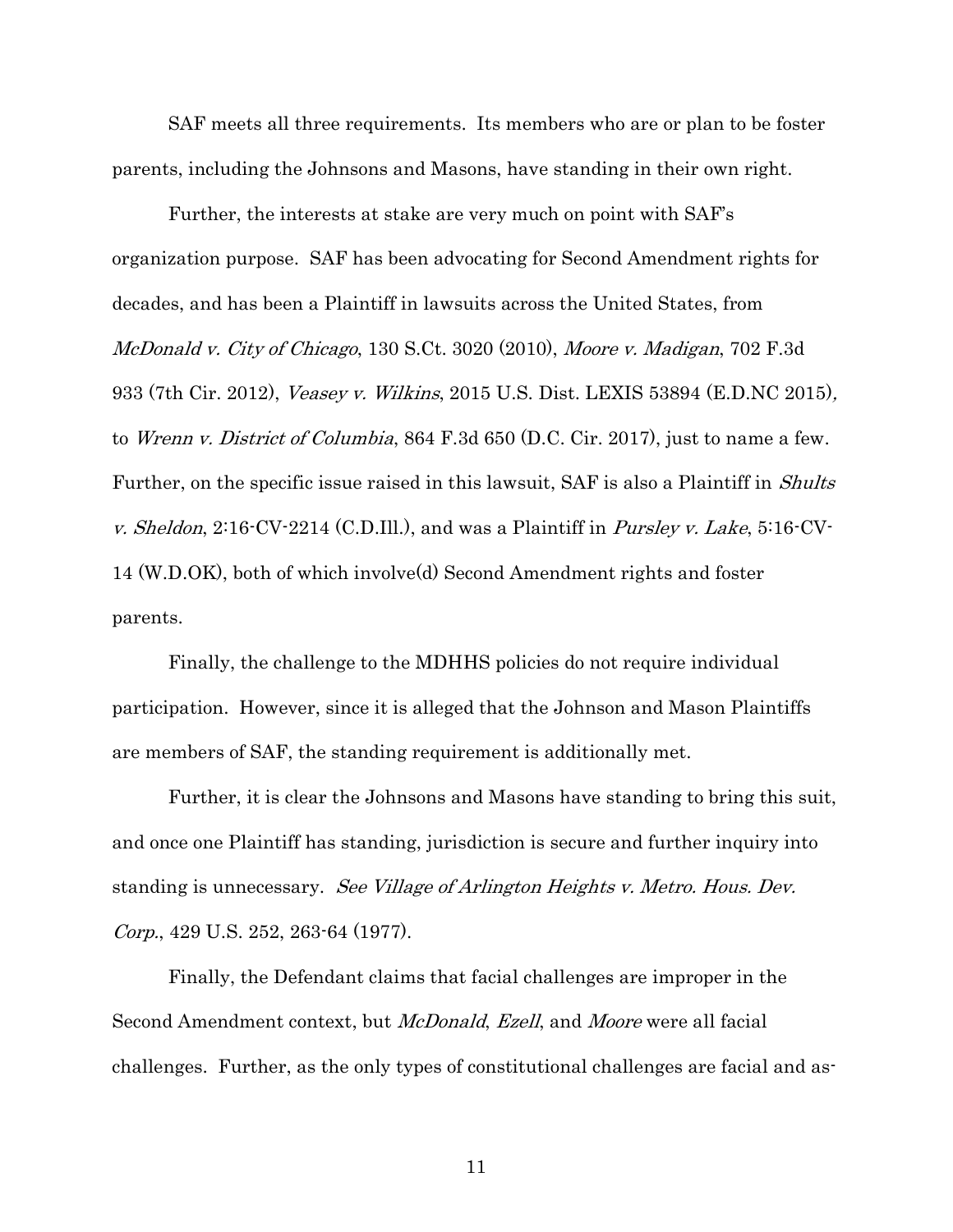SAF meets all three requirements. Its members who are or plan to be foster parents, including the Johnsons and Masons, have standing in their own right.

Further, the interests at stake are very much on point with SAF's organization purpose. SAF has been advocating for Second Amendment rights for decades, and has been a Plaintiff in lawsuits across the United States, from *McDonald v. City of Chicago*, 130 S.Ct. 3020 (2010), *Moore v. Madigan*, 702 F.3d 933 (7th Cir. 2012), *Veasey v. Wilkins*, 2015 U.S. Dist. LEXIS 53894 (E.D.NC 2015), to *Wrenn v. District of Columbia*, 864 F.3d 650 (D.C. Cir. 2017), just to name a few. Further, on the specific issue raised in this lawsuit, SAF is also a Plaintiff in *Shults v. Sheldon*, 2:16-CV-2214 (C.D.Ill.), and was a Plaintiff in *Pursley v. Lake*, 5:16-CV-14 (W.D.OK), both of which involve(d) Second Amendment rights and foster parents.

Finally, the challenge to the MDHHS policies do not require individual participation. However, since it is alleged that the Johnson and Mason Plaintiffs are members of SAF, the standing requirement is additionally met.

Further, it is clear the Johnsons and Masons have standing to bring this suit, and once one Plaintiff has standing, jurisdiction is secure and further inquiry into standing is unnecessary. *See Village of Arlington Heights v. Metro. Hous. Dev. Corp.*, 429 U.S. 252, 263-64 (1977).

Finally, the Defendant claims that facial challenges are improper in the Second Amendment context, but *McDonald*, *Ezell*, and *Moore* were all facial challenges. Further, as the only types of constitutional challenges are facial and as-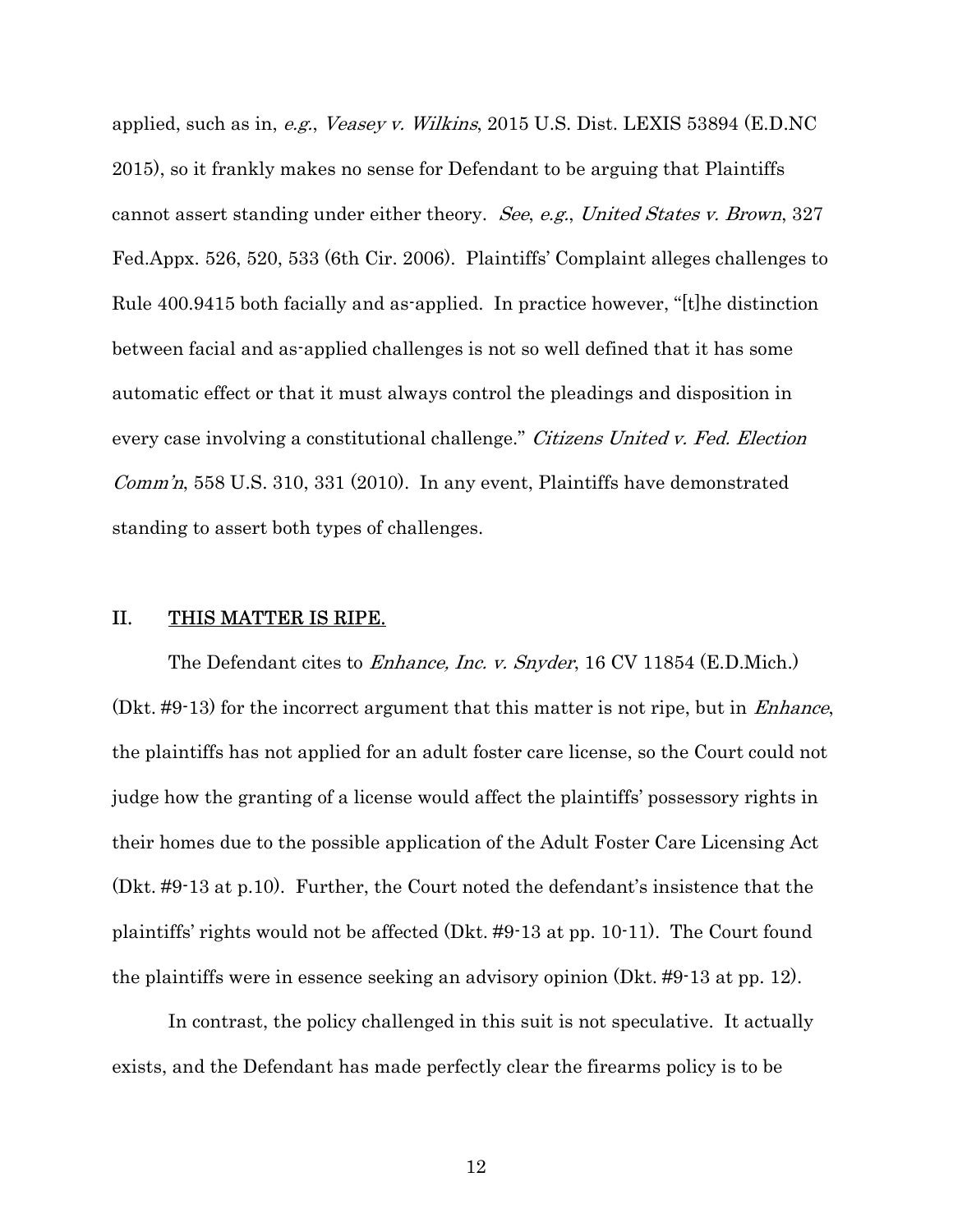applied, such as in, *e.g.*, *Veasey v. Wilkins*, 2015 U.S. Dist. LEXIS 53894 (E.D.NC 2015), so it frankly makes no sense for Defendant to be arguing that Plaintiffs cannot assert standing under either theory. *See*, *e.g.*, *United States v. Brown*, 327 Fed.Appx. 526, 520, 533 (6th Cir. 2006). Plaintiffs' Complaint alleges challenges to Rule 400.9415 both facially and as-applied. In practice however, "[t]he distinction between facial and as-applied challenges is not so well defined that it has some automatic effect or that it must always control the pleadings and disposition in every case involving a constitutional challenge." *Citizens United v. Fed. Election Comm'n*, 558 U.S. 310, 331 (2010). In any event, Plaintiffs have demonstrated standing to assert both types of challenges.

## II. THIS MATTER IS RIPE.

The Defendant cites to *Enhance, Inc. v. Snyder*, 16 CV 11854 (E.D.Mich.) (Dkt. #9-13) for the incorrect argument that this matter is not ripe, but in *Enhance*, the plaintiffs has not applied for an adult foster care license, so the Court could not judge how the granting of a license would affect the plaintiffs' possessory rights in their homes due to the possible application of the Adult Foster Care Licensing Act (Dkt. #9-13 at p.10). Further, the Court noted the defendant's insistence that the plaintiffs' rights would not be affected (Dkt. #9-13 at pp. 10-11). The Court found the plaintiffs were in essence seeking an advisory opinion (Dkt. #9-13 at pp. 12).

In contrast, the policy challenged in this suit is not speculative. It actually exists, and the Defendant has made perfectly clear the firearms policy is to be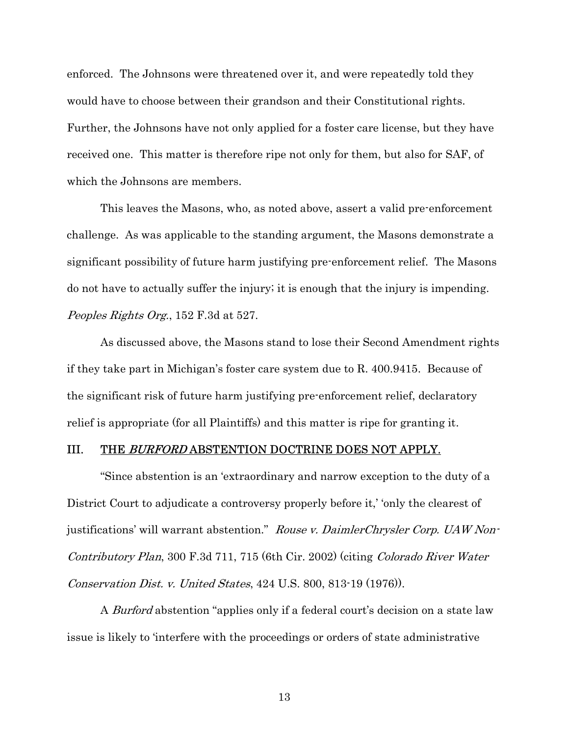enforced. The Johnsons were threatened over it, and were repeatedly told they would have to choose between their grandson and their Constitutional rights. Further, the Johnsons have not only applied for a foster care license, but they have received one. This matter is therefore ripe not only for them, but also for SAF, of which the Johnsons are members.

This leaves the Masons, who, as noted above, assert a valid pre-enforcement challenge. As was applicable to the standing argument, the Masons demonstrate a significant possibility of future harm justifying pre-enforcement relief. The Masons do not have to actually suffer the injury; it is enough that the injury is impending. *Peoples Rights Org.*, 152 F.3d at 527.

As discussed above, the Masons stand to lose their Second Amendment rights if they take part in Michigan's foster care system due to R. 400.9415. Because of the significant risk of future harm justifying pre-enforcement relief, declaratory relief is appropriate (for all Plaintiffs) and this matter is ripe for granting it.

## III. <u>THE *BURFORD* ABSTENTION DOCTRINE DOES NOT APPLY.</u>

"Since abstention is an 'extraordinary and narrow exception to the duty of a District Court to adjudicate a controversy properly before it,' 'only the clearest of justifications' will warrant abstention." *Rouse v. DaimlerChrysler Corp. UAW Non-Contributory Plan*, 300 F.3d 711, 715 (6th Cir. 2002) (citing *Colorado River Water Conservation Dist. v. United States*, 424 U.S. 800, 813-19 (1976)).

A *Burford* abstention "applies only if a federal court's decision on a state law issue is likely to 'interfere with the proceedings or orders of state administrative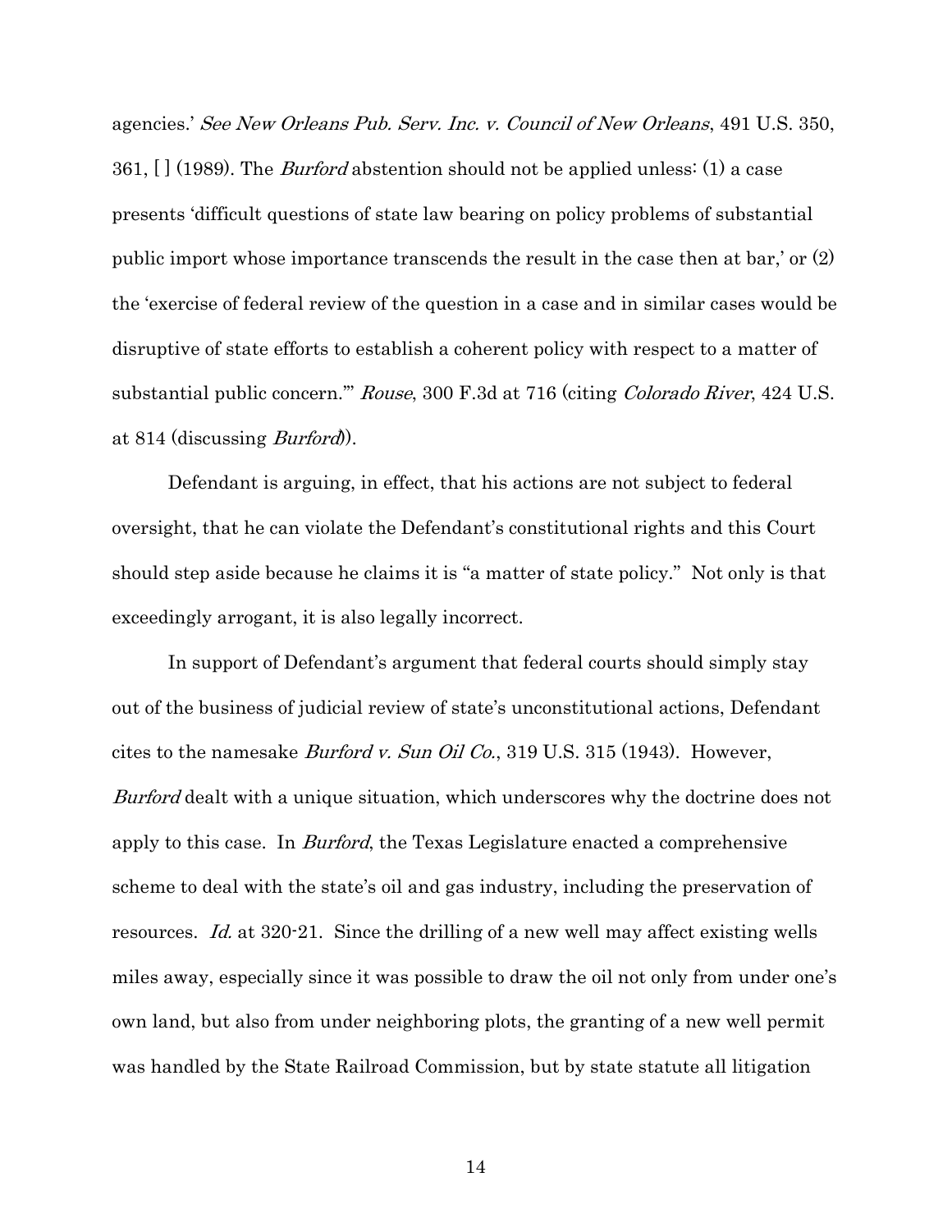agencies.' *See New Orleans Pub. Serv. Inc. v. Council of New Orleans*, 491 U.S. 350, 361, [ ] (1989). The *Burford* abstention should not be applied unless: (1) a case presents 'difficult questions of state law bearing on policy problems of substantial public import whose importance transcends the result in the case then at bar,' or (2) the 'exercise of federal review of the question in a case and in similar cases would be disruptive of state efforts to establish a coherent policy with respect to a matter of substantial public concern.'" *Rouse*, 300 F.3d at 716 (citing *Colorado River*, 424 U.S. at 814 (discussing *Burford*)).

Defendant is arguing, in effect, that his actions are not subject to federal oversight, that he can violate the Defendant's constitutional rights and this Court should step aside because he claims it is "a matter of state policy." Not only is that exceedingly arrogant, it is also legally incorrect.

In support of Defendant's argument that federal courts should simply stay out of the business of judicial review of state's unconstitutional actions, Defendant cites to the namesake *Burford v. Sun Oil Co.*, 319 U.S. 315 (1943). However, *Burford* dealt with a unique situation, which underscores why the doctrine does not apply to this case. In *Burford*, the Texas Legislature enacted a comprehensive scheme to deal with the state's oil and gas industry, including the preservation of resources. *Id.* at 320-21. Since the drilling of a new well may affect existing wells miles away, especially since it was possible to draw the oil not only from under one's own land, but also from under neighboring plots, the granting of a new well permit was handled by the State Railroad Commission, but by state statute all litigation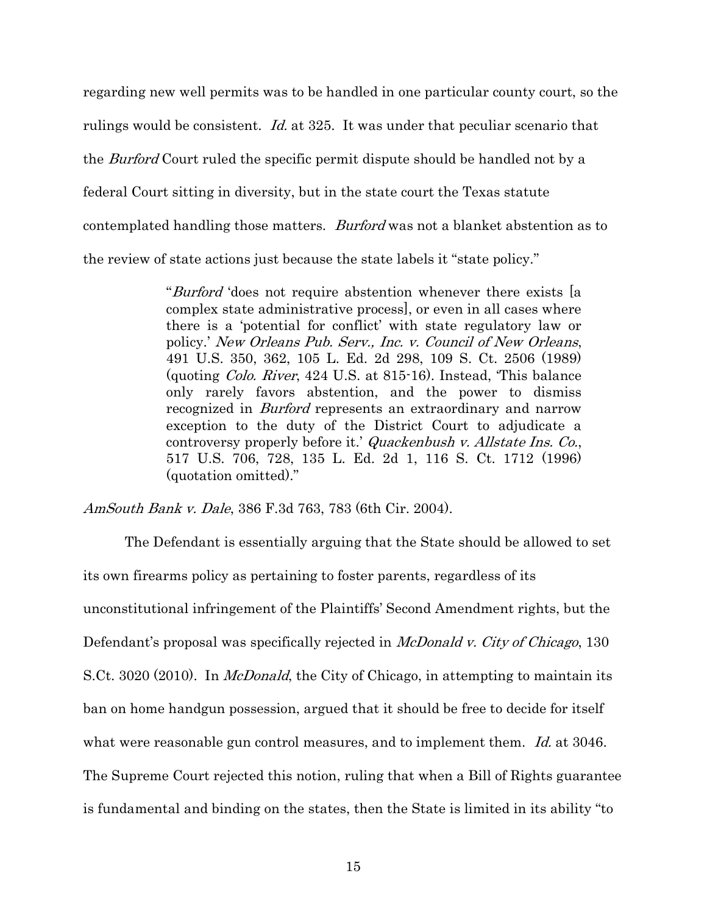regarding new well permits was to be handled in one particular county court, so the rulings would be consistent. *Id.* at 325. It was under that peculiar scenario that the *Burford* Court ruled the specific permit dispute should be handled not by a federal Court sitting in diversity, but in the state court the Texas statute contemplated handling those matters. *Burford* was not a blanket abstention as to the review of state actions just because the state labels it "state policy."

> "*Burford* 'does not require abstention whenever there exists [a complex state administrative process], or even in all cases where there is a 'potential for conflict' with state regulatory law or policy.' *New Orleans Pub. Serv., Inc. v. Council of New Orleans*, 491 U.S. 350, 362, 105 L. Ed. 2d 298, 109 S. Ct. 2506 (1989) (quoting *Colo. River*, 424 U.S. at 815-16). Instead, 'This balance only rarely favors abstention, and the power to dismiss recognized in *Burford* represents an extraordinary and narrow exception to the duty of the District Court to adjudicate a controversy properly before it.' *Quackenbush v. Allstate Ins. Co.*, 517 U.S. 706, 728, 135 L. Ed. 2d 1, 116 S. Ct. 1712 (1996) (quotation omitted)."

*AmSouth Bank v. Dale*, 386 F.3d 763, 783 (6th Cir. 2004).

The Defendant is essentially arguing that the State should be allowed to set its own firearms policy as pertaining to foster parents, regardless of its unconstitutional infringement of the Plaintiffs' Second Amendment rights, but the Defendant's proposal was specifically rejected in *McDonald v. City of Chicago*, 130 S.Ct. 3020 (2010). In *McDonald*, the City of Chicago, in attempting to maintain its ban on home handgun possession, argued that it should be free to decide for itself what were reasonable gun control measures, and to implement them. *Id.* at 3046. The Supreme Court rejected this notion, ruling that when a Bill of Rights guarantee is fundamental and binding on the states, then the State is limited in its ability "to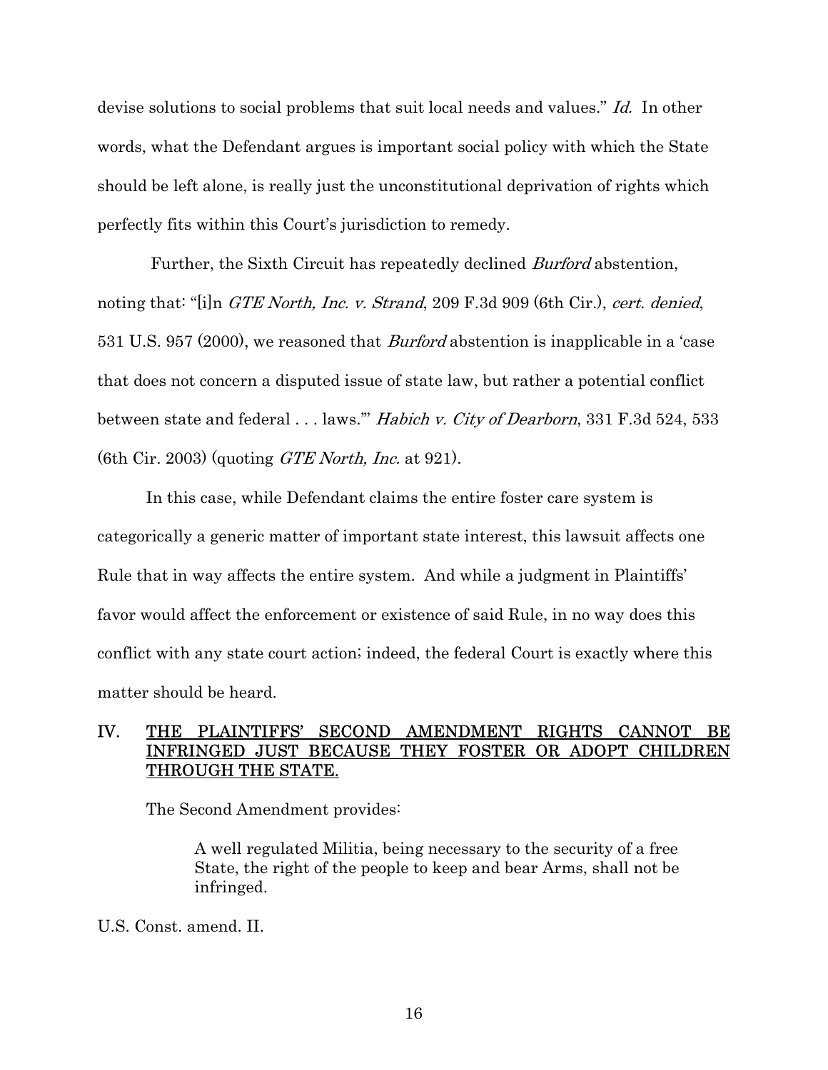devise solutions to social problems that suit local needs and values." *Id.* In other words, what the Defendant argues is important social policy with which the State should be left alone, is really just the unconstitutional deprivation of rights which perfectly fits within this Court's jurisdiction to remedy.

Further, the Sixth Circuit has repeatedly declined *Burford* abstention, noting that: "[i]n *GTE North, Inc. v. Strand*, 209 F.3d 909 (6th Cir.), *cert. denied*, 531 U.S. 957 (2000), we reasoned that *Burford* abstention is inapplicable in a 'case that does not concern a disputed issue of state law, but rather a potential conflict between state and federal . . . laws.'" *Habich v. City of Dearborn*, 331 F.3d 524, 533 (6th Cir. 2003) (quoting *GTE North, Inc.* at 921).

In this case, while Defendant claims the entire foster care system is categorically a generic matter of important state interest, this lawsuit affects one Rule that in way affects the entire system. And while a judgment in Plaintiffs' favor would affect the enforcement or existence of said Rule, in no way does this conflict with any state court action; indeed, the federal Court is exactly where this matter should be heard.

## IV. THE PLAINTIFFS' SECOND AMENDMENT RIGHTS CANNOT BE INFRINGED JUST BECAUSE THEY FOSTER OR ADOPT CHILDREN THROUGH THE STATE.

The Second Amendment provides:

> A well regulated Militia, being necessary to the security of a free State, the right of the people to keep and bear Arms, shall not be infringed.

U.S. Const. amend. II.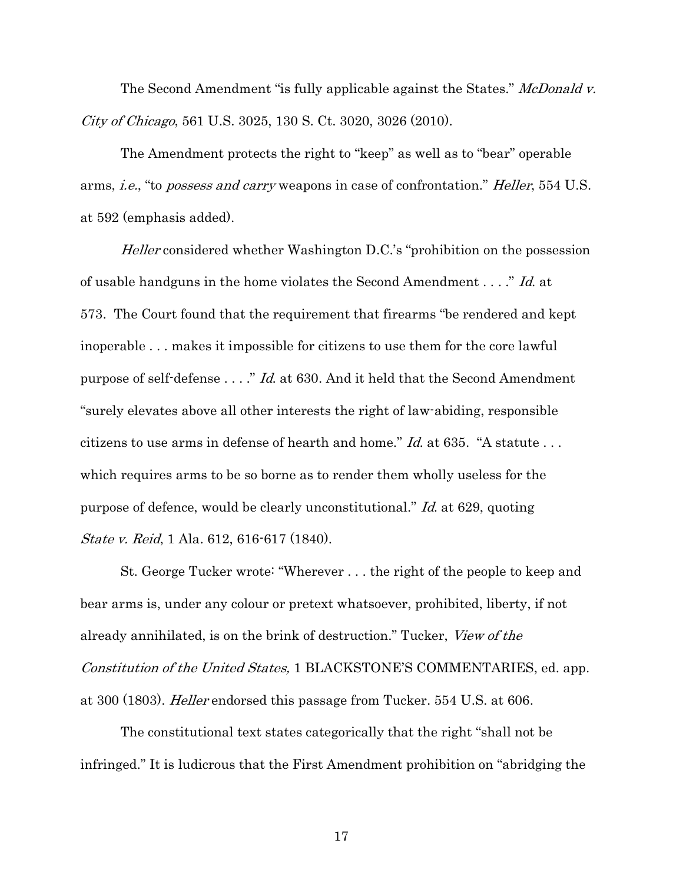The Second Amendment "is fully applicable against the States." *McDonald v. City of Chicago*, 561 U.S. 3025, 130 S. Ct. 3020, 3026 (2010).

The Amendment protects the right to "keep" as well as to "bear" operable arms, *i.e.*, "to *possess and carry* weapons in case of confrontation." *Heller*, 554 U.S. at 592 (emphasis added).

*Heller* considered whether Washington D.C.'s "prohibition on the possession of usable handguns in the home violates the Second Amendment . . . ." *Id.* at 573. The Court found that the requirement that firearms "be rendered and kept inoperable . . . makes it impossible for citizens to use them for the core lawful purpose of self-defense . . . ." *Id.* at 630. And it held that the Second Amendment "surely elevates above all other interests the right of law-abiding, responsible citizens to use arms in defense of hearth and home." *Id.* at 635. "A statute . . . which requires arms to be so borne as to render them wholly useless for the purpose of defence, would be clearly unconstitutional." *Id.* at 629, quoting *State v. Reid*, 1 Ala. 612, 616-617 (1840).

St. George Tucker wrote: "Wherever . . . the right of the people to keep and bear arms is, under any colour or pretext whatsoever, prohibited, liberty, if not already annihilated, is on the brink of destruction." Tucker, *View of the Constitution of the United States,* 1 BLACKSTONE'S COMMENTARIES, ed. app. at 300 (1803). *Heller* endorsed this passage from Tucker. 554 U.S. at 606.

The constitutional text states categorically that the right "shall not be infringed." It is ludicrous that the First Amendment prohibition on "abridging the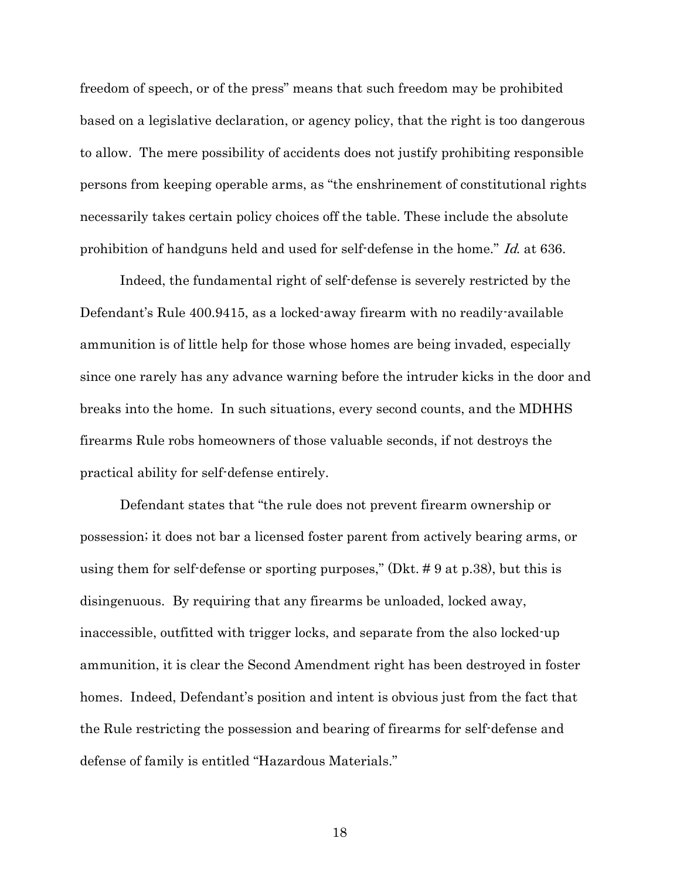freedom of speech, or of the press" means that such freedom may be prohibited based on a legislative declaration, or agency policy, that the right is too dangerous to allow. The mere possibility of accidents does not justify prohibiting responsible persons from keeping operable arms, as "the enshrinement of constitutional rights necessarily takes certain policy choices off the table. These include the absolute prohibition of handguns held and used for self-defense in the home." *Id.* at 636.

Indeed, the fundamental right of self-defense is severely restricted by the Defendant's Rule 400.9415, as a locked-away firearm with no readily-available ammunition is of little help for those whose homes are being invaded, especially since one rarely has any advance warning before the intruder kicks in the door and breaks into the home. In such situations, every second counts, and the MDHHS firearms Rule robs homeowners of those valuable seconds, if not destroys the practical ability for self-defense entirely.

Defendant states that "the rule does not prevent firearm ownership or possession; it does not bar a licensed foster parent from actively bearing arms, or using them for self-defense or sporting purposes," (Dkt. # 9 at p.38), but this is disingenuous. By requiring that any firearms be unloaded, locked away, inaccessible, outfitted with trigger locks, and separate from the also locked-up ammunition, it is clear the Second Amendment right has been destroyed in foster homes. Indeed, Defendant's position and intent is obvious just from the fact that the Rule restricting the possession and bearing of firearms for self-defense and defense of family is entitled "Hazardous Materials."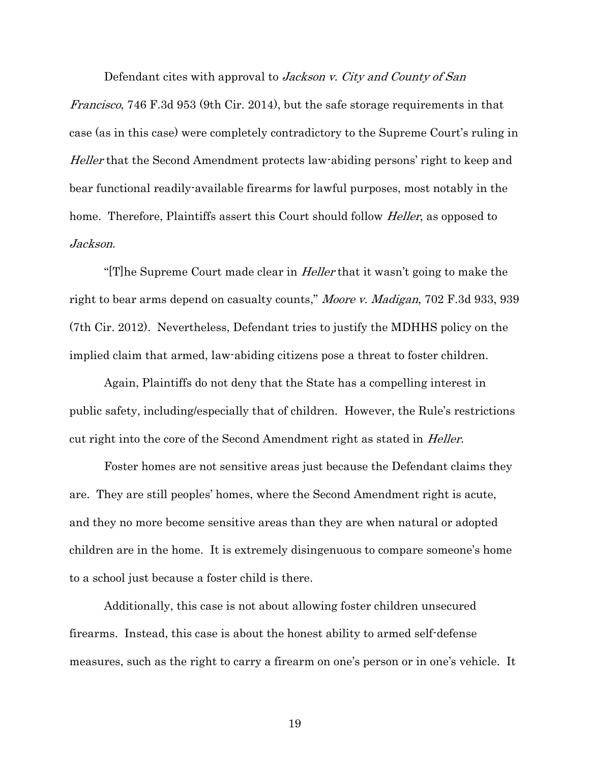Defendant cites with approval to *Jackson v. City and County of San Francisco*, 746 F.3d 953 (9th Cir. 2014), but the safe storage requirements in that case (as in this case) were completely contradictory to the Supreme Court's ruling in *Heller* that the Second Amendment protects law-abiding persons' right to keep and bear functional readily-available firearms for lawful purposes, most notably in the home. Therefore, Plaintiffs assert this Court should follow *Heller*, as opposed to *Jackson*.

"[T]he Supreme Court made clear in *Heller* that it wasn't going to make the right to bear arms depend on casualty counts," *Moore v. Madigan*, 702 F.3d 933, 939 (7th Cir. 2012). Nevertheless, Defendant tries to justify the MDHHS policy on the implied claim that armed, law-abiding citizens pose a threat to foster children.

Again, Plaintiffs do not deny that the State has a compelling interest in public safety, including/especially that of children. However, the Rule's restrictions cut right into the core of the Second Amendment right as stated in *Heller.*

Foster homes are not sensitive areas just because the Defendant claims they are. They are still peoples' homes, where the Second Amendment right is acute, and they no more become sensitive areas than they are when natural or adopted children are in the home. It is extremely disingenuous to compare someone's home to a school just because a foster child is there.

Additionally, this case is not about allowing foster children unsecured firearms. Instead, this case is about the honest ability to armed self-defense measures, such as the right to carry a firearm on one's person or in one's vehicle. It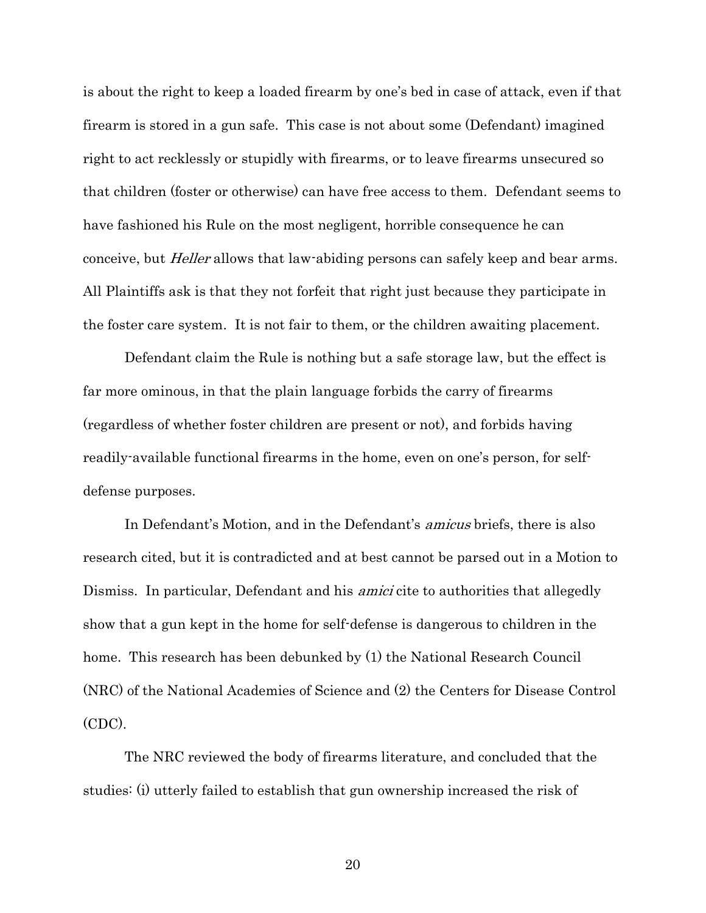is about the right to keep a loaded firearm by one's bed in case of attack, even if that firearm is stored in a gun safe. This case is not about some (Defendant) imagined right to act recklessly or stupidly with firearms, or to leave firearms unsecured so that children (foster or otherwise) can have free access to them. Defendant seems to have fashioned his Rule on the most negligent, horrible consequence he can conceive, but *Heller* allows that law-abiding persons can safely keep and bear arms. All Plaintiffs ask is that they not forfeit that right just because they participate in the foster care system. It is not fair to them, or the children awaiting placement.

Defendant claim the Rule is nothing but a safe storage law, but the effect is far more ominous, in that the plain language forbids the carry of firearms (regardless of whether foster children are present or not), and forbids having readily-available functional firearms in the home, even on one's person, for self-defense purposes.

In Defendant's Motion, and in the Defendant's *amicus* briefs, there is also research cited, but it is contradicted and at best cannot be parsed out in a Motion to Dismiss. In particular, Defendant and his *amici* cite to authorities that allegedly show that a gun kept in the home for self-defense is dangerous to children in the home. This research has been debunked by (1) the National Research Council (NRC) of the National Academies of Science and (2) the Centers for Disease Control (CDC).

The NRC reviewed the body of firearms literature, and concluded that the studies: (i) utterly failed to establish that gun ownership increased the risk of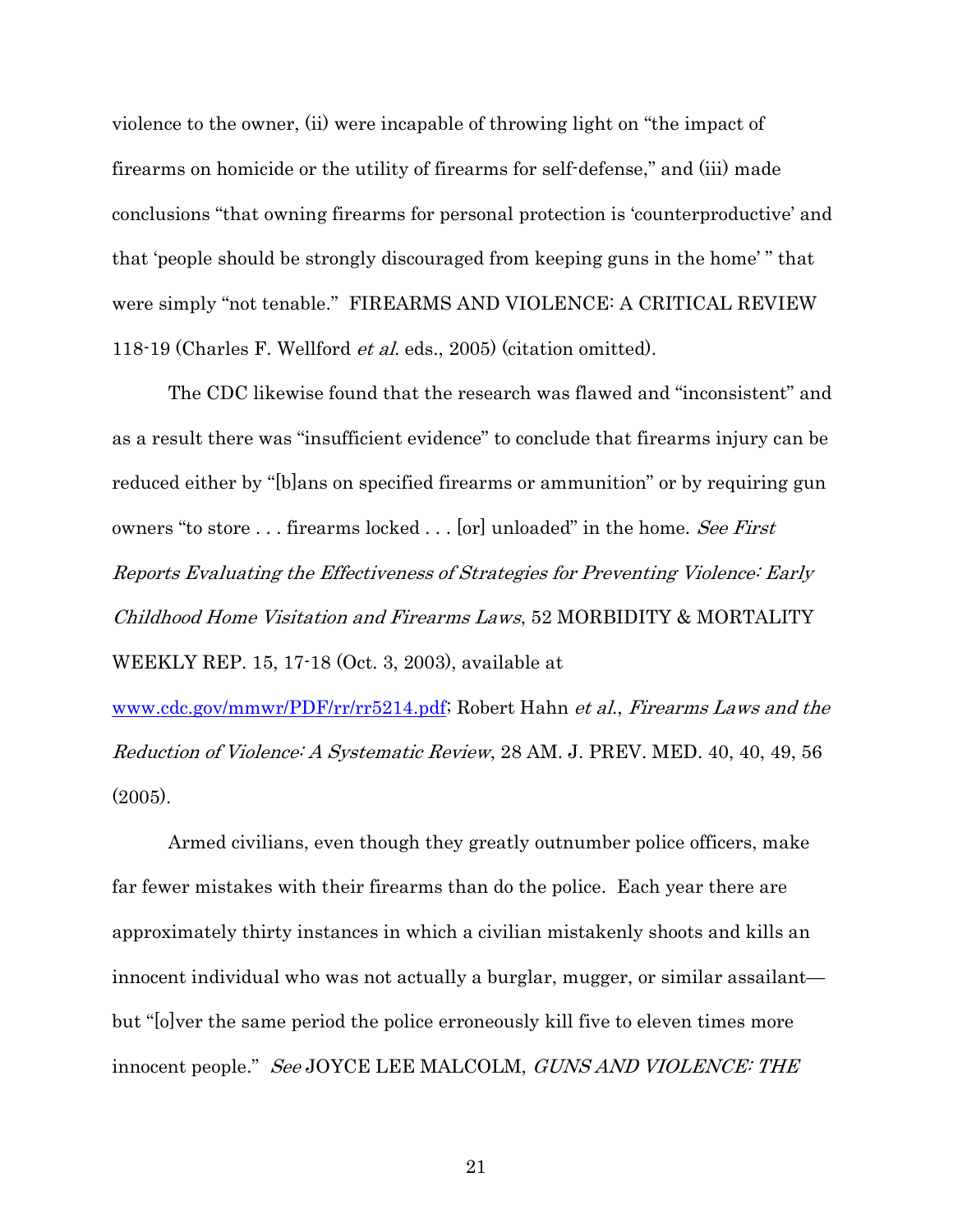violence to the owner, (ii) were incapable of throwing light on "the impact of firearms on homicide or the utility of firearms for self-defense," and (iii) made conclusions "that owning firearms for personal protection is 'counterproductive' and that 'people should be strongly discouraged from keeping guns in the home' " that were simply "not tenable." FIREARMS AND VIOLENCE: A CRITICAL REVIEW 118-19 (Charles F. Wellford *et al.* eds., 2005) (citation omitted).

The CDC likewise found that the research was flawed and "inconsistent" and as a result there was "insufficient evidence" to conclude that firearms injury can be reduced either by "[b]ans on specified firearms or ammunition" or by requiring gun owners "to store . . . firearms locked . . . [or] unloaded" in the home. *See First Reports Evaluating the Effectiveness of Strategies for Preventing Violence: Early Childhood Home Visitation and Firearms Laws*, 52 MORBIDITY & MORTALITY WEEKLY REP. 15, 17-18 (Oct. 3, 2003), available at www.cdc.gov/mmwr/PDF/rr/rr5214.pdf; Robert Hahn *et al.*, *Firearms Laws and the Reduction of Violence: A Systematic Review*, 28 AM. J. PREV. MED. 40, 40, 49, 56 (2005).

Armed civilians, even though they greatly outnumber police officers, make far fewer mistakes with their firearms than do the police. Each year there are approximately thirty instances in which a civilian mistakenly shoots and kills an innocent individual who was not actually a burglar, mugger, or similar assailant—but "[o]ver the same period the police erroneously kill five to eleven times more innocent people." *See* JOYCE LEE MALCOLM, *GUNS AND VIOLENCE: THE*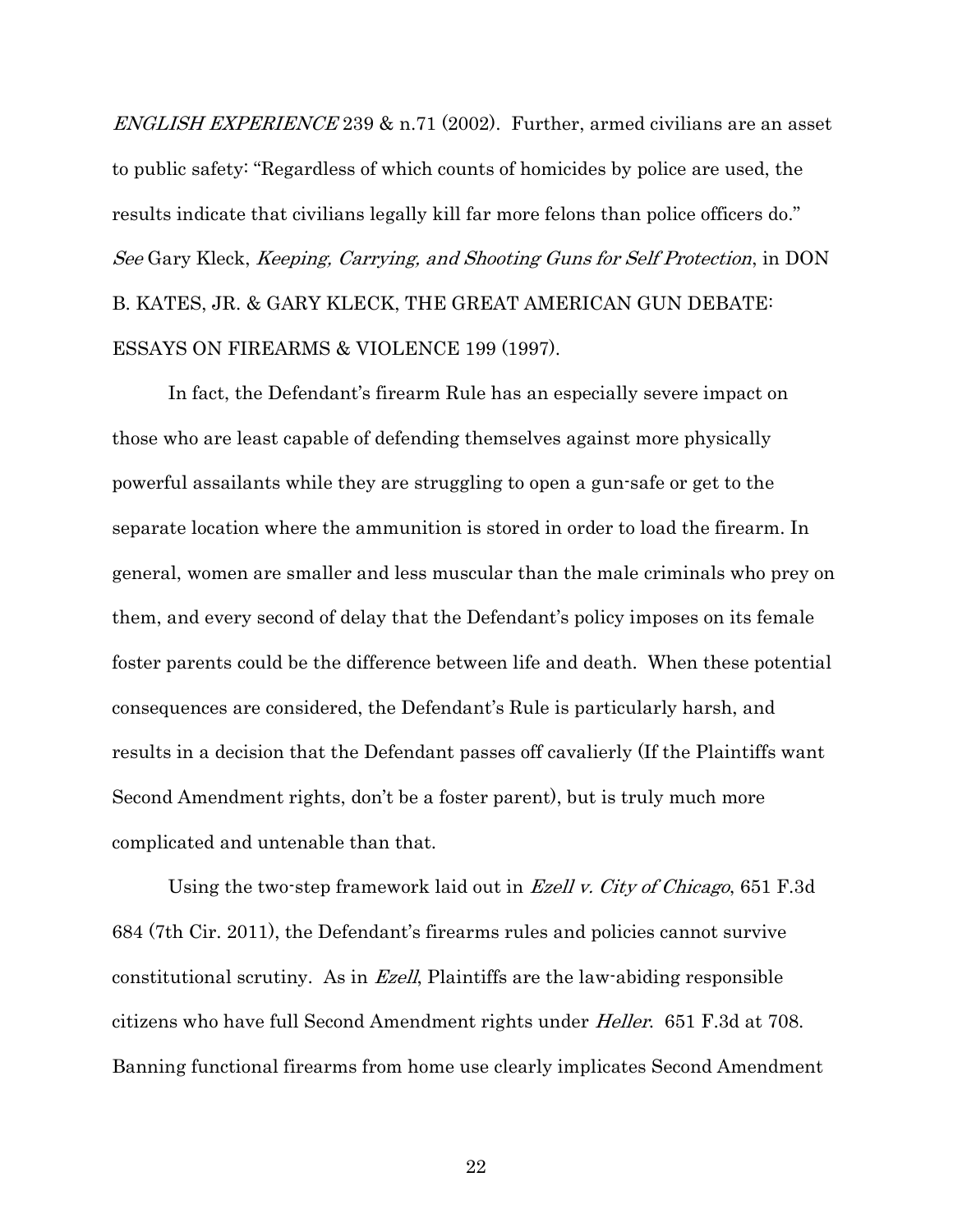*ENGLISH EXPERIENCE* 239 & n.71 (2002). Further, armed civilians are an asset to public safety: "Regardless of which counts of homicides by police are used, the results indicate that civilians legally kill far more felons than police officers do." *See* Gary Kleck, *Keeping, Carrying, and Shooting Guns for Self Protection*, in DON B. KATES, JR. & GARY KLECK, THE GREAT AMERICAN GUN DEBATE: ESSAYS ON FIREARMS & VIOLENCE 199 (1997).

In fact, the Defendant's firearm Rule has an especially severe impact on those who are least capable of defending themselves against more physically powerful assailants while they are struggling to open a gun-safe or get to the separate location where the ammunition is stored in order to load the firearm. In general, women are smaller and less muscular than the male criminals who prey on them, and every second of delay that the Defendant's policy imposes on its female foster parents could be the difference between life and death. When these potential consequences are considered, the Defendant's Rule is particularly harsh, and results in a decision that the Defendant passes off cavalierly (If the Plaintiffs want Second Amendment rights, don't be a foster parent), but is truly much more complicated and untenable than that.

Using the two-step framework laid out in *Ezell v. City of Chicago*, 651 F.3d 684 (7th Cir. 2011), the Defendant's firearms rules and policies cannot survive constitutional scrutiny. As in *Ezell*, Plaintiffs are the law-abiding responsible citizens who have full Second Amendment rights under *Heller*. 651 F.3d at 708. Banning functional firearms from home use clearly implicates Second Amendment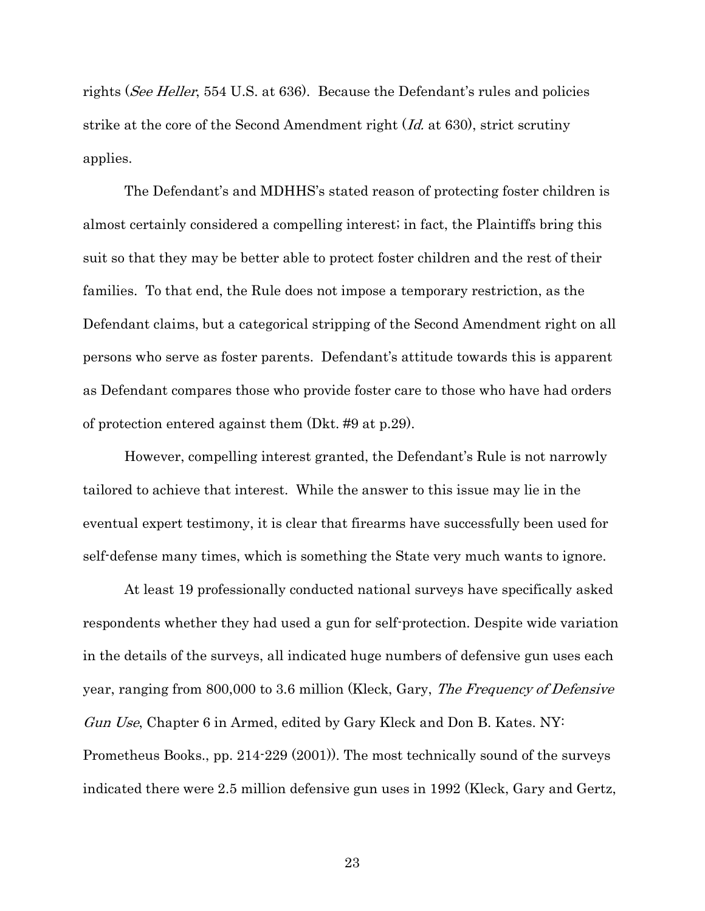rights (*See Heller*, 554 U.S. at 636). Because the Defendant's rules and policies strike at the core of the Second Amendment right (*Id.* at 630), strict scrutiny applies.

The Defendant's and MDHHS's stated reason of protecting foster children is almost certainly considered a compelling interest; in fact, the Plaintiffs bring this suit so that they may be better able to protect foster children and the rest of their families. To that end, the Rule does not impose a temporary restriction, as the Defendant claims, but a categorical stripping of the Second Amendment right on all persons who serve as foster parents. Defendant's attitude towards this is apparent as Defendant compares those who provide foster care to those who have had orders of protection entered against them (Dkt. #9 at p.29).

However, compelling interest granted, the Defendant's Rule is not narrowly tailored to achieve that interest. While the answer to this issue may lie in the eventual expert testimony, it is clear that firearms have successfully been used for self-defense many times, which is something the State very much wants to ignore.

At least 19 professionally conducted national surveys have specifically asked respondents whether they had used a gun for self-protection. Despite wide variation in the details of the surveys, all indicated huge numbers of defensive gun uses each year, ranging from 800,000 to 3.6 million (Kleck, Gary, *The Frequency of Defensive Gun Use*, Chapter 6 in Armed, edited by Gary Kleck and Don B. Kates. NY: Prometheus Books., pp. 214-229 (2001)). The most technically sound of the surveys indicated there were 2.5 million defensive gun uses in 1992 (Kleck, Gary and Gertz,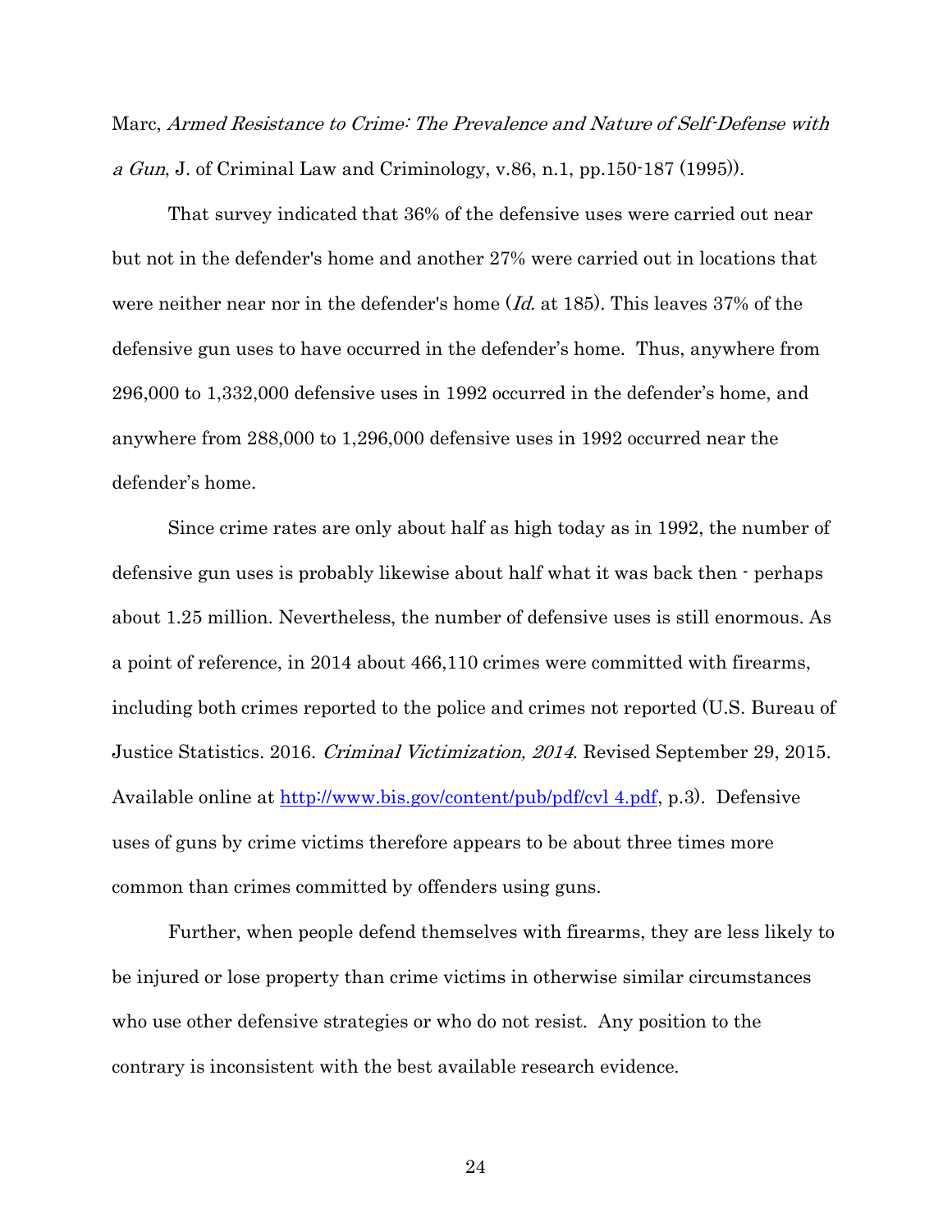Marc, *Armed Resistance to Crime: The Prevalence and Nature of Self-Defense with a Gun*, J. of Criminal Law and Criminology, v.86, n.1, pp.150-187 (1995)).

That survey indicated that 36% of the defensive uses were carried out near but not in the defender's home and another 27% were carried out in locations that were neither near nor in the defender's home (*Id.* at 185). This leaves 37% of the defensive gun uses to have occurred in the defender's home. Thus, anywhere from 296,000 to 1,332,000 defensive uses in 1992 occurred in the defender's home, and anywhere from 288,000 to 1,296,000 defensive uses in 1992 occurred near the defender's home.

Since crime rates are only about half as high today as in 1992, the number of defensive gun uses is probably likewise about half what it was back then - perhaps about 1.25 million. Nevertheless, the number of defensive uses is still enormous. As a point of reference, in 2014 about 466,110 crimes were committed with firearms, including both crimes reported to the police and crimes not reported (U.S. Bureau of Justice Statistics. 2016. *Criminal Victimization, 2014*. Revised September 29, 2015. Available online at http://www.bjs.gov/content/pub/pdf/cv14.pdf, p.3). Defensive uses of guns by crime victims therefore appears to be about three times more common than crimes committed by offenders using guns.

Further, when people defend themselves with firearms, they are less likely to be injured or lose property than crime victims in otherwise similar circumstances who use other defensive strategies or who do not resist. Any position to the contrary is inconsistent with the best available research evidence.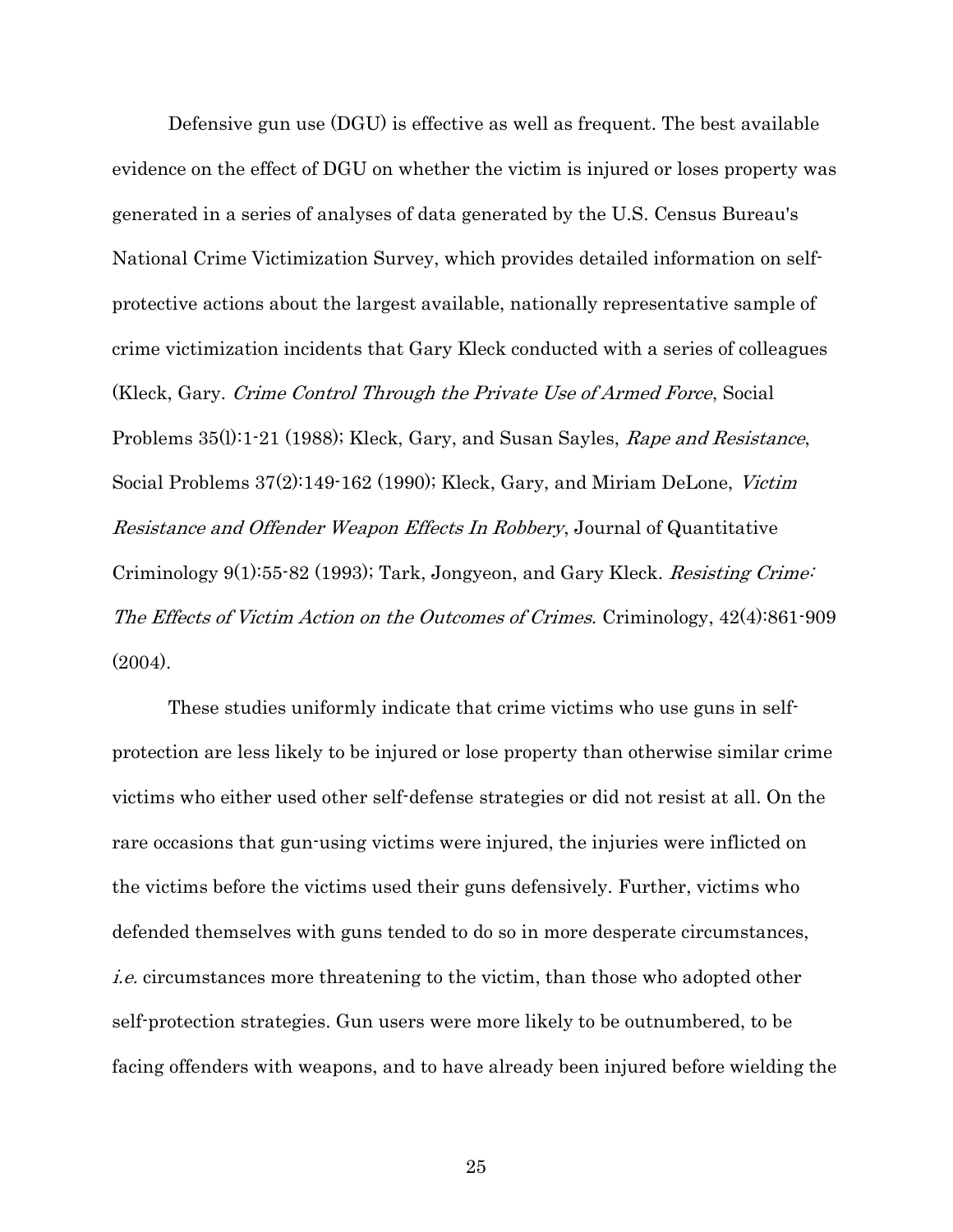Defensive gun use (DGU) is effective as well as frequent. The best available evidence on the effect of DGU on whether the victim is injured or loses property was generated in a series of analyses of data generated by the U.S. Census Bureau's National Crime Victimization Survey, which provides detailed information on self-protective actions about the largest available, nationally representative sample of crime victimization incidents that Gary Kleck conducted with a series of colleagues (Kleck, Gary. *Crime Control Through the Private Use of Armed Force*, Social Problems 35(l):1-21 (1988); Kleck, Gary, and Susan Sayles, *Rape and Resistance*, Social Problems 37(2):149-162 (1990); Kleck, Gary, and Miriam DeLone, *Victim Resistance and Offender Weapon Effects In Robbery*, Journal of Quantitative Criminology 9(1):55-82 (1993); Tark, Jongyeon, and Gary Kleck. *Resisting Crime: The Effects of Victim Action on the Outcomes of Crimes.* Criminology, 42(4):861-909 (2004).

These studies uniformly indicate that crime victims who use guns in self-protection are less likely to be injured or lose property than otherwise similar crime victims who either used other self-defense strategies or did not resist at all. On the rare occasions that gun-using victims were injured, the injuries were inflicted on the victims before the victims used their guns defensively. Further, victims who defended themselves with guns tended to do so in more desperate circumstances, *i.e.* circumstances more threatening to the victim, than those who adopted other self-protection strategies. Gun users were more likely to be outnumbered, to be facing offenders with weapons, and to have already been injured before wielding the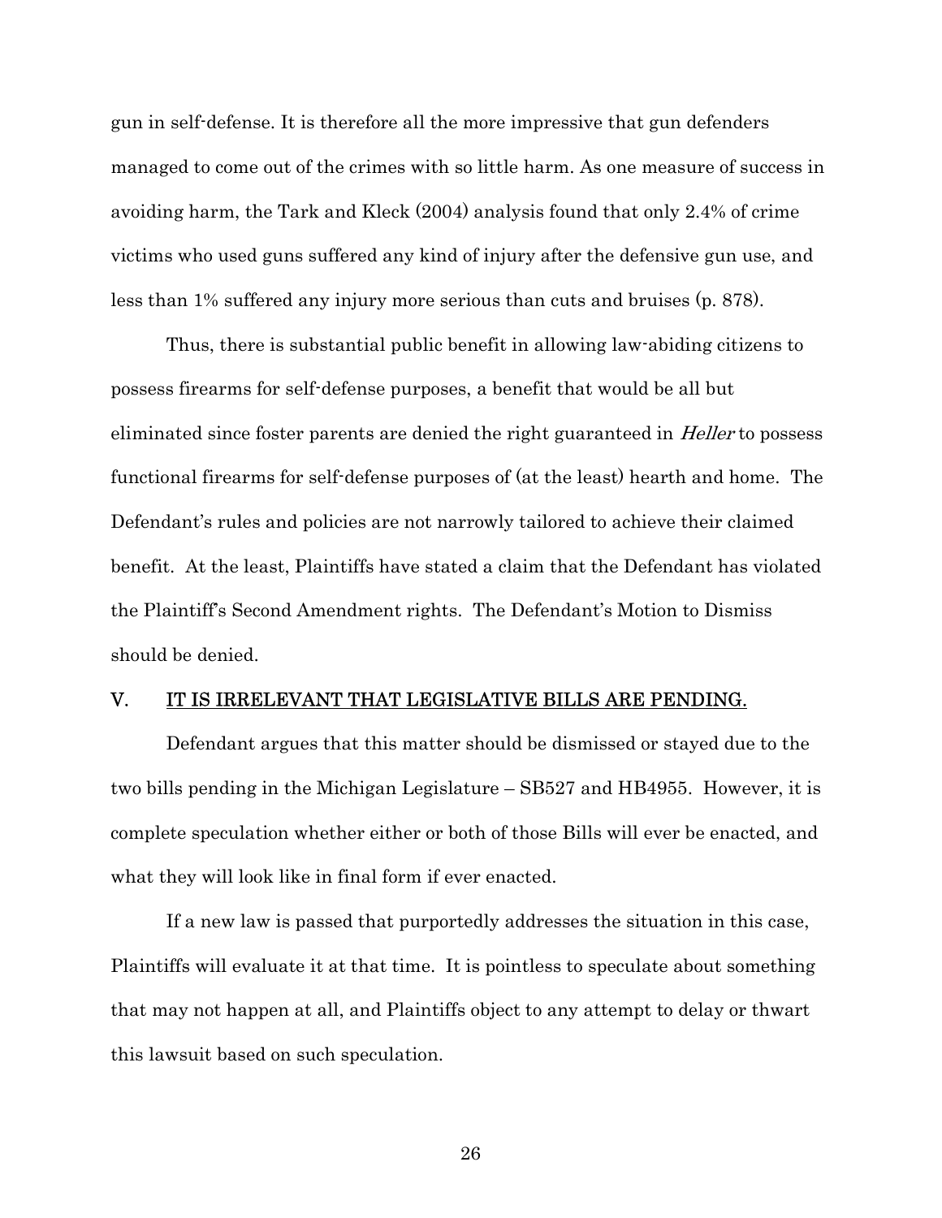gun in self-defense. It is therefore all the more impressive that gun defenders managed to come out of the crimes with so little harm. As one measure of success in avoiding harm, the Tark and Kleck (2004) analysis found that only 2.4% of crime victims who used guns suffered any kind of injury after the defensive gun use, and less than 1% suffered any injury more serious than cuts and bruises (p. 878).

Thus, there is substantial public benefit in allowing law-abiding citizens to possess firearms for self-defense purposes, a benefit that would be all but eliminated since foster parents are denied the right guaranteed in *Heller* to possess functional firearms for self-defense purposes of (at the least) hearth and home. The Defendant's rules and policies are not narrowly tailored to achieve their claimed benefit. At the least, Plaintiffs have stated a claim that the Defendant has violated the Plaintiff's Second Amendment rights. The Defendant's Motion to Dismiss should be denied.

## V. IT IS IRRELEVANT THAT LEGISLATIVE BILLS ARE PENDING.

Defendant argues that this matter should be dismissed or stayed due to the two bills pending in the Michigan Legislature – SB527 and HB4955. However, it is complete speculation whether either or both of those Bills will ever be enacted, and what they will look like in final form if ever enacted.

If a new law is passed that purportedly addresses the situation in this case, Plaintiffs will evaluate it at that time. It is pointless to speculate about something that may not happen at all, and Plaintiffs object to any attempt to delay or thwart this lawsuit based on such speculation.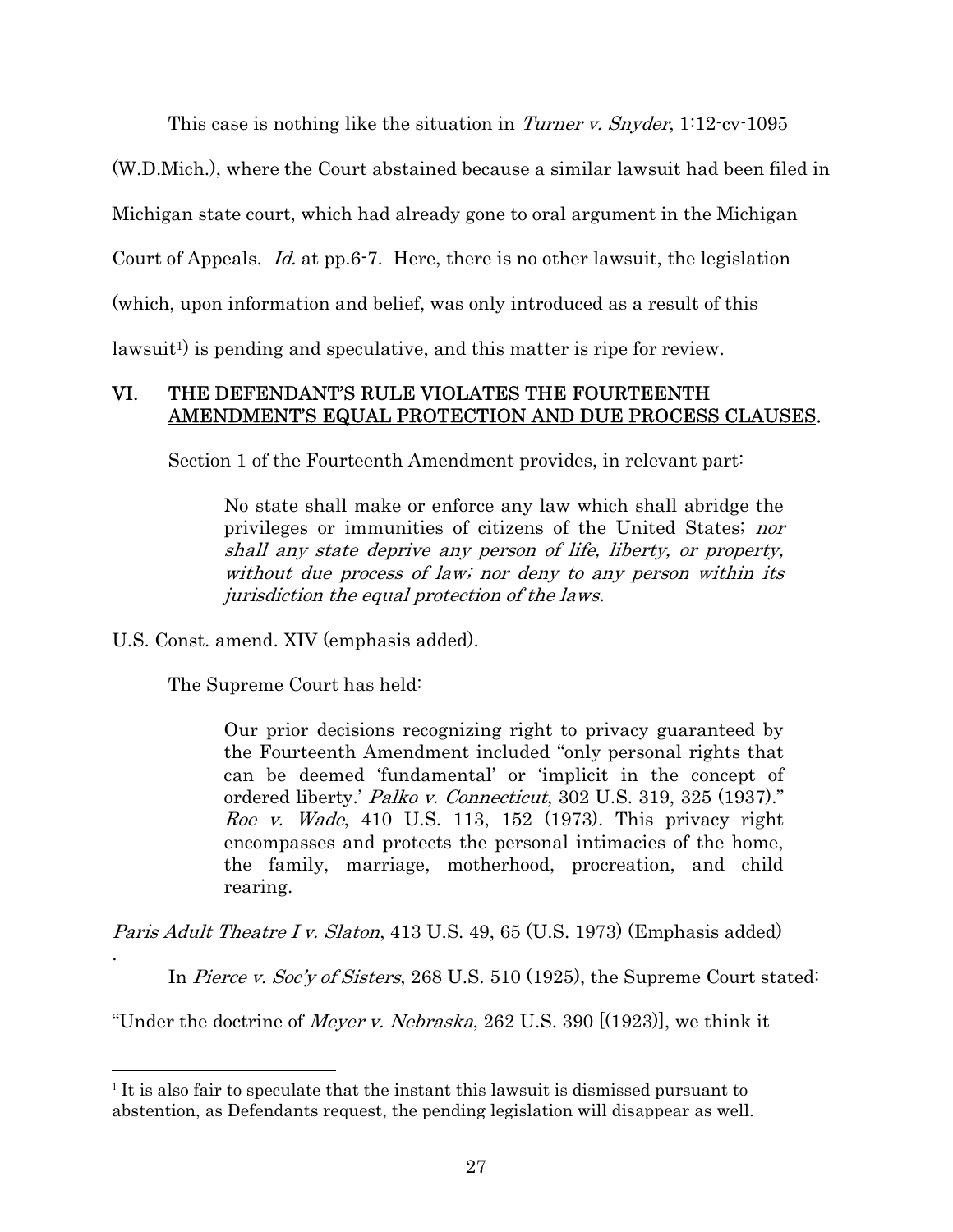This case is nothing like the situation in *Turner v. Snyder*, 1:12-cv-1095 (W.D.Mich.), where the Court abstained because a similar lawsuit had been filed in Michigan state court, which had already gone to oral argument in the Michigan Court of Appeals. *Id.* at pp.6-7. Here, there is no other lawsuit, the legislation (which, upon information and belief, was only introduced as a result of this lawsuit[1]) is pending and speculative, and this matter is ripe for review.

## VI. THE DEFENDANT'S RULE VIOLATES THE FOURTEENTH AMENDMENT'S EQUAL PROTECTION AND DUE PROCESS CLAUSES.

Section 1 of the Fourteenth Amendment provides, in relevant part:

> No state shall make or enforce any law which shall abridge the privileges or immunities of citizens of the United States; *nor shall any state deprive any person of life, liberty, or property, without due process of law; nor deny to any person within its jurisdiction the equal protection of the laws*.

U.S. Const. amend. XIV (emphasis added).

The Supreme Court has held:

> Our prior decisions recognizing right to privacy guaranteed by the Fourteenth Amendment included "only personal rights that can be deemed 'fundamental' or 'implicit in the concept of ordered liberty.' *Palko v. Connecticut*, 302 U.S. 319, 325 (1937)." *Roe v. Wade*, 410 U.S. 113, 152 (1973). This privacy right encompasses and protects the personal intimacies of the home, the family, marriage, motherhood, procreation, and child rearing.

*Paris Adult Theatre I v. Slaton*, 413 U.S. 49, 65 (U.S. 1973) (Emphasis added)

.

In *Pierce v. Soc'y of Sisters*, 268 U.S. 510 (1925), the Supreme Court stated: "Under the doctrine of *Meyer v. Nebraska*, 262 U.S. 390 [(1923)], we think it

---

[1] It is also fair to speculate that the instant this lawsuit is dismissed pursuant to abstention, as Defendants request, the pending legislation will disappear as well.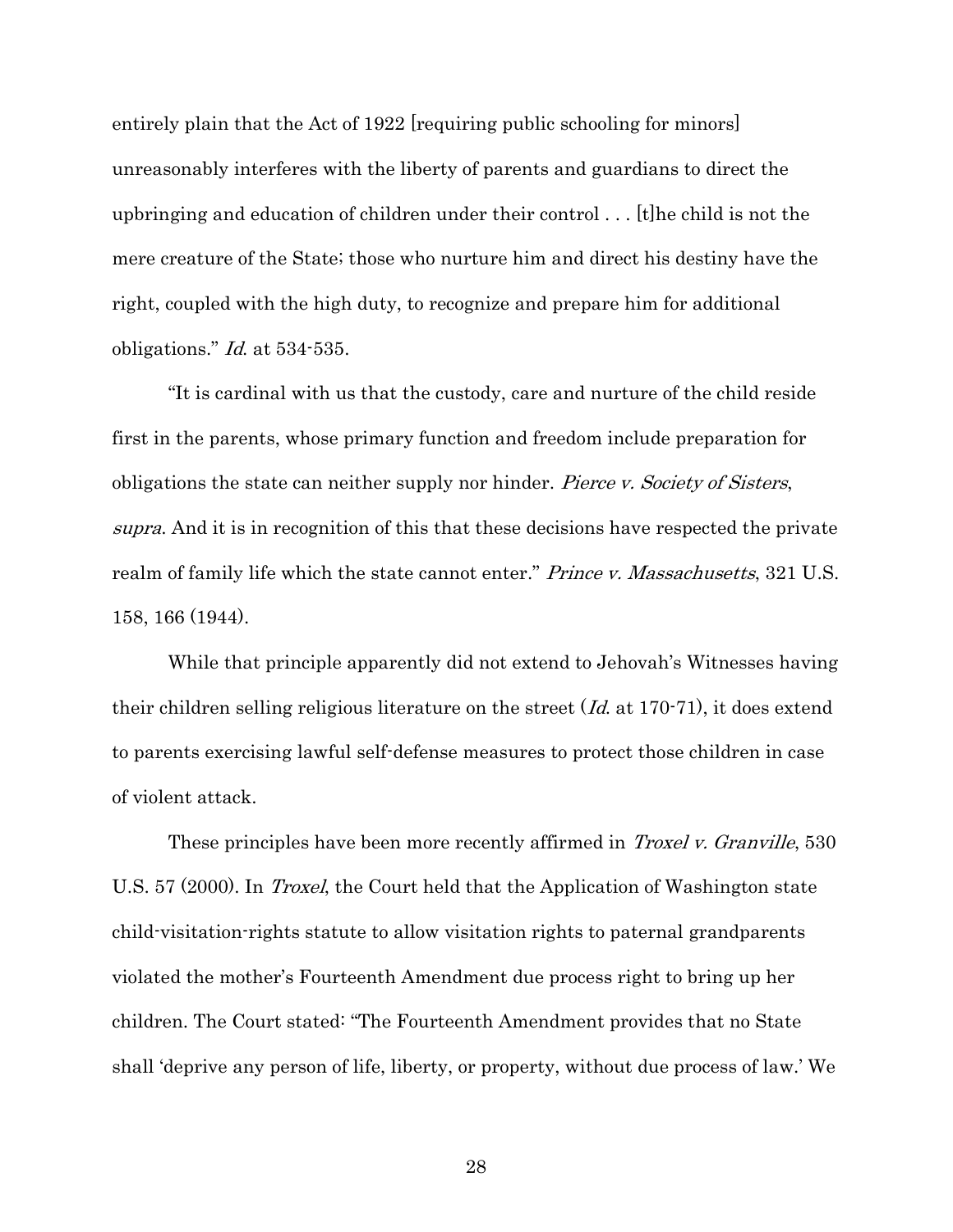entirely plain that the Act of 1922 [requiring public schooling for minors] unreasonably interferes with the liberty of parents and guardians to direct the upbringing and education of children under their control . . . [t]he child is not the mere creature of the State; those who nurture him and direct his destiny have the right, coupled with the high duty, to recognize and prepare him for additional obligations." *Id.* at 534-535.

"It is cardinal with us that the custody, care and nurture of the child reside first in the parents, whose primary function and freedom include preparation for obligations the state can neither supply nor hinder. *Pierce v. Society of Sisters*, *supra*. And it is in recognition of this that these decisions have respected the private realm of family life which the state cannot enter." *Prince v. Massachusetts*, 321 U.S. 158, 166 (1944).

While that principle apparently did not extend to Jehovah's Witnesses having their children selling religious literature on the street (*Id.* at 170-71), it does extend to parents exercising lawful self-defense measures to protect those children in case of violent attack.

These principles have been more recently affirmed in *Troxel v. Granville*, 530 U.S. 57 (2000). In *Troxel*, the Court held that the Application of Washington state child-visitation-rights statute to allow visitation rights to paternal grandparents violated the mother's Fourteenth Amendment due process right to bring up her children. The Court stated: "The Fourteenth Amendment provides that no State shall 'deprive any person of life, liberty, or property, without due process of law.' We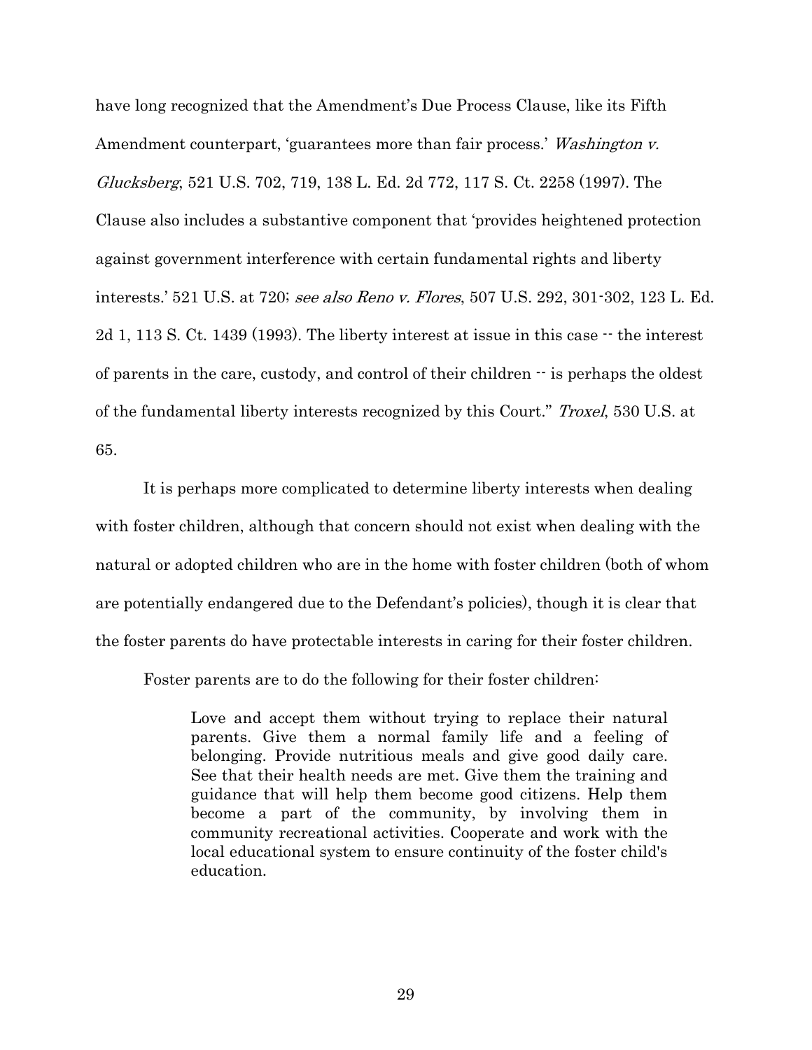have long recognized that the Amendment's Due Process Clause, like its Fifth Amendment counterpart, 'guarantees more than fair process.' *Washington v. Glucksberg*, 521 U.S. 702, 719, 138 L. Ed. 2d 772, 117 S. Ct. 2258 (1997). The Clause also includes a substantive component that 'provides heightened protection against government interference with certain fundamental rights and liberty interests.' 521 U.S. at 720; *see also Reno v. Flores*, 507 U.S. 292, 301-302, 123 L. Ed. 2d 1, 113 S. Ct. 1439 (1993). The liberty interest at issue in this case -- the interest of parents in the care, custody, and control of their children -- is perhaps the oldest of the fundamental liberty interests recognized by this Court." *Troxel*, 530 U.S. at 65.

It is perhaps more complicated to determine liberty interests when dealing with foster children, although that concern should not exist when dealing with the natural or adopted children who are in the home with foster children (both of whom are potentially endangered due to the Defendant's policies), though it is clear that the foster parents do have protectable interests in caring for their foster children.

Foster parents are to do the following for their foster children:

> Love and accept them without trying to replace their natural parents. Give them a normal family life and a feeling of belonging. Provide nutritious meals and give good daily care. See that their health needs are met. Give them the training and guidance that will help them become good citizens. Help them become a part of the community, by involving them in community recreational activities. Cooperate and work with the local educational system to ensure continuity of the foster child's education.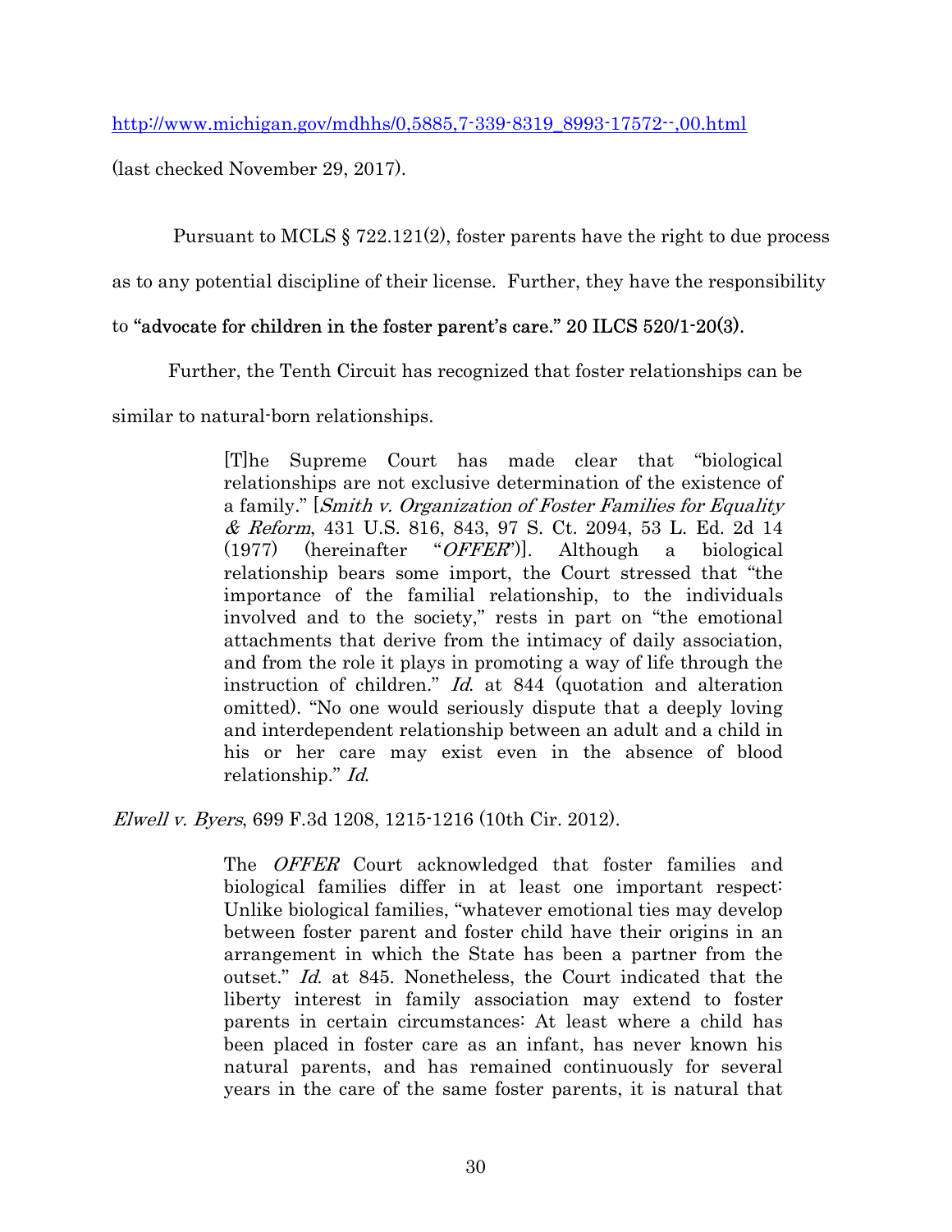http://www.michigan.gov/mdhhs/0,5885,7-339-8319_8993-17572--,00.html

(last checked November 29, 2017).

Pursuant to MCLS § 722.121(2), foster parents have the right to due process as to any potential discipline of their license. Further, they have the responsibility to **"advocate for children in the foster parent's care." 20 ILCS 520/1-20(3).**

Further, the Tenth Circuit has recognized that foster relationships can be similar to natural-born relationships.

> [T]he Supreme Court has made clear that "biological relationships are not exclusive determination of the existence of a family." [*Smith v. Organization of Foster Families for Equality & Reform*, 431 U.S. 816, 843, 97 S. Ct. 2094, 53 L. Ed. 2d 14 (1977) (hereinafter "*OFFER*")]. Although a biological relationship bears some import, the Court stressed that "the importance of the familial relationship, to the individuals involved and to the society," rests in part on "the emotional attachments that derive from the intimacy of daily association, and from the role it plays in promoting a way of life through the instruction of children." *Id.* at 844 (quotation and alteration omitted). "No one would seriously dispute that a deeply loving and interdependent relationship between an adult and a child in his or her care may exist even in the absence of blood relationship." *Id.*

*Elwell v. Byers*, 699 F.3d 1208, 1215-1216 (10th Cir. 2012).

> The *OFFER* Court acknowledged that foster families and biological families differ in at least one important respect: Unlike biological families, "whatever emotional ties may develop between foster parent and foster child have their origins in an arrangement in which the State has been a partner from the outset." *Id.* at 845. Nonetheless, the Court indicated that the liberty interest in family association may extend to foster parents in certain circumstances: At least where a child has been placed in foster care as an infant, has never known his natural parents, and has remained continuously for several years in the care of the same foster parents, it is natural that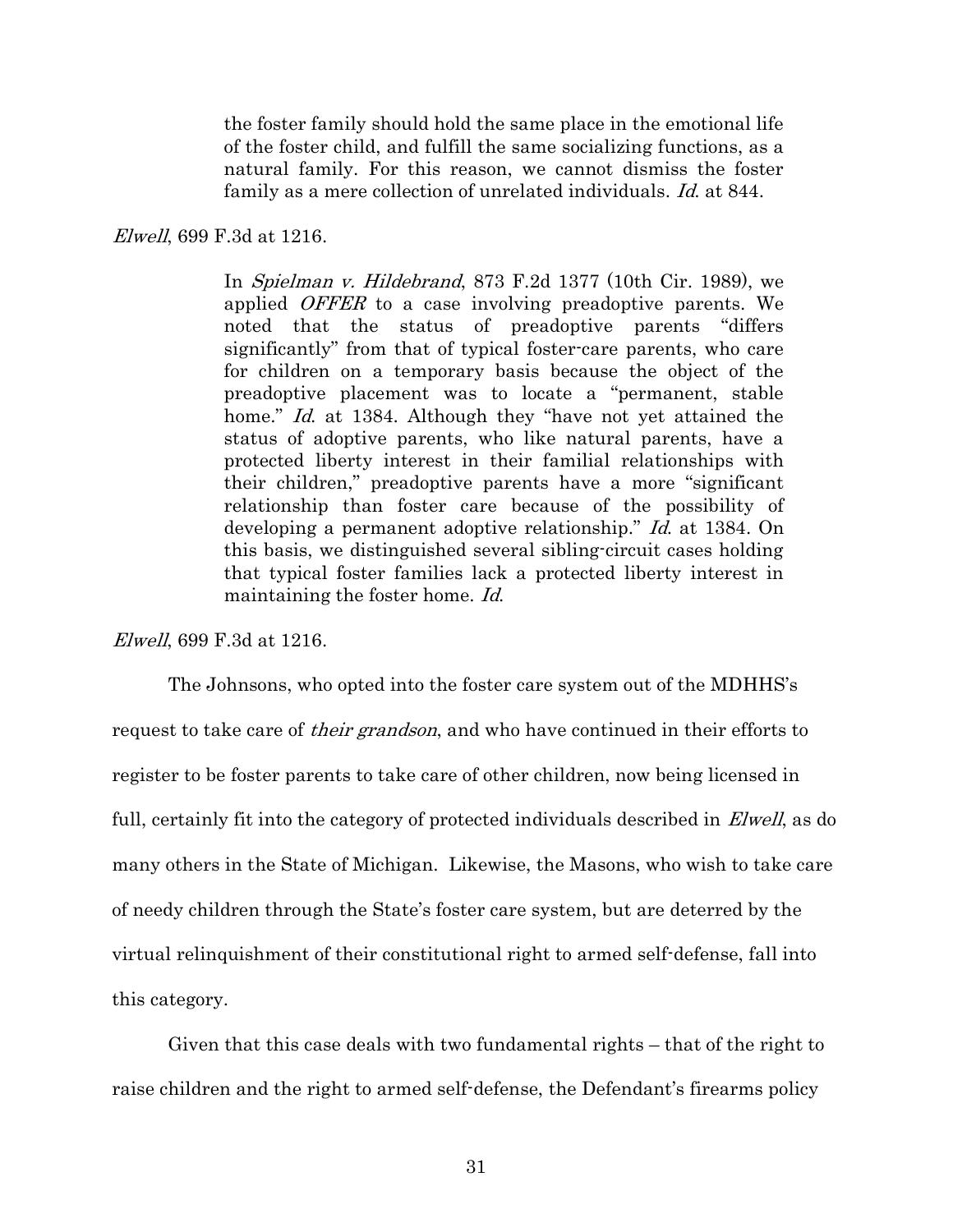> the foster family should hold the same place in the emotional life of the foster child, and fulfill the same socializing functions, as a natural family. For this reason, we cannot dismiss the foster family as a mere collection of unrelated individuals. *Id.* at 844.

*Elwell*, 699 F.3d at 1216.

> In *Spielman v. Hildebrand*, 873 F.2d 1377 (10th Cir. 1989), we applied *OFFER* to a case involving preadoptive parents. We noted that the status of preadoptive parents "differs significantly" from that of typical foster-care parents, who care for children on a temporary basis because the object of the preadoptive placement was to locate a "permanent, stable home." *Id.* at 1384. Although they "have not yet attained the status of adoptive parents, who like natural parents, have a protected liberty interest in their familial relationships with their children," preadoptive parents have a more "significant relationship than foster care because of the possibility of developing a permanent adoptive relationship." *Id.* at 1384. On this basis, we distinguished several sibling-circuit cases holding that typical foster families lack a protected liberty interest in maintaining the foster home. *Id.*

*Elwell*, 699 F.3d at 1216.

The Johnsons, who opted into the foster care system out of the MDHHS's request to take care of *their grandson*, and who have continued in their efforts to register to be foster parents to take care of other children, now being licensed in full, certainly fit into the category of protected individuals described in *Elwell*, as do many others in the State of Michigan. Likewise, the Masons, who wish to take care of needy children through the State's foster care system, but are deterred by the virtual relinquishment of their constitutional right to armed self-defense, fall into this category.

Given that this case deals with two fundamental rights – that of the right to raise children and the right to armed self-defense, the Defendant's firearms policy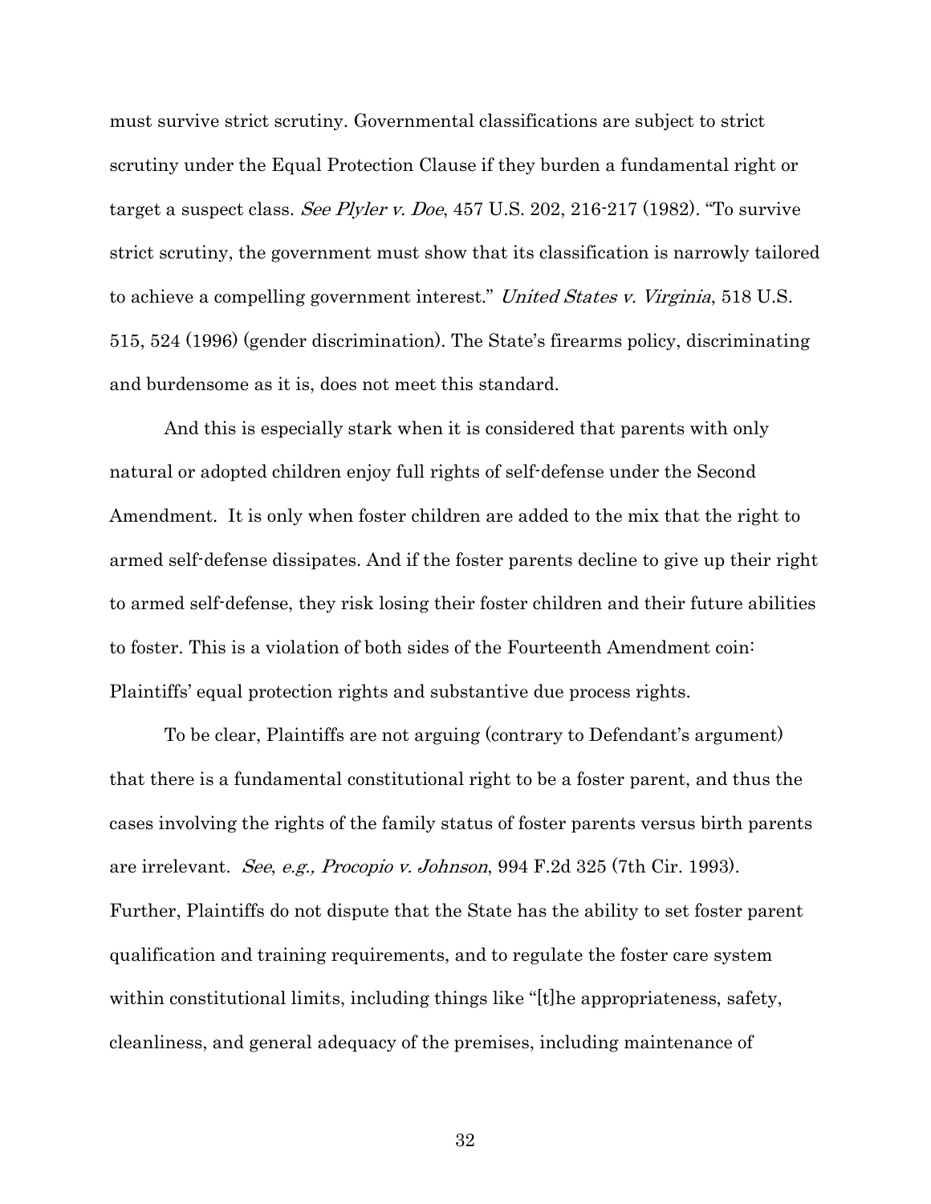must survive strict scrutiny. Governmental classifications are subject to strict scrutiny under the Equal Protection Clause if they burden a fundamental right or target a suspect class. *See Plyler v. Doe*, 457 U.S. 202, 216-217 (1982). "To survive strict scrutiny, the government must show that its classification is narrowly tailored to achieve a compelling government interest." *United States v. Virginia*, 518 U.S. 515, 524 (1996) (gender discrimination). The State's firearms policy, discriminating and burdensome as it is, does not meet this standard.

And this is especially stark when it is considered that parents with only natural or adopted children enjoy full rights of self-defense under the Second Amendment. It is only when foster children are added to the mix that the right to armed self-defense dissipates. And if the foster parents decline to give up their right to armed self-defense, they risk losing their foster children and their future abilities to foster. This is a violation of both sides of the Fourteenth Amendment coin: Plaintiffs' equal protection rights and substantive due process rights.

To be clear, Plaintiffs are not arguing (contrary to Defendant's argument) that there is a fundamental constitutional right to be a foster parent, and thus the cases involving the rights of the family status of foster parents versus birth parents are irrelevant. *See*, *e.g., Procopio v. Johnson*, 994 F.2d 325 (7th Cir. 1993). Further, Plaintiffs do not dispute that the State has the ability to set foster parent qualification and training requirements, and to regulate the foster care system within constitutional limits, including things like "[t]he appropriateness, safety, cleanliness, and general adequacy of the premises, including maintenance of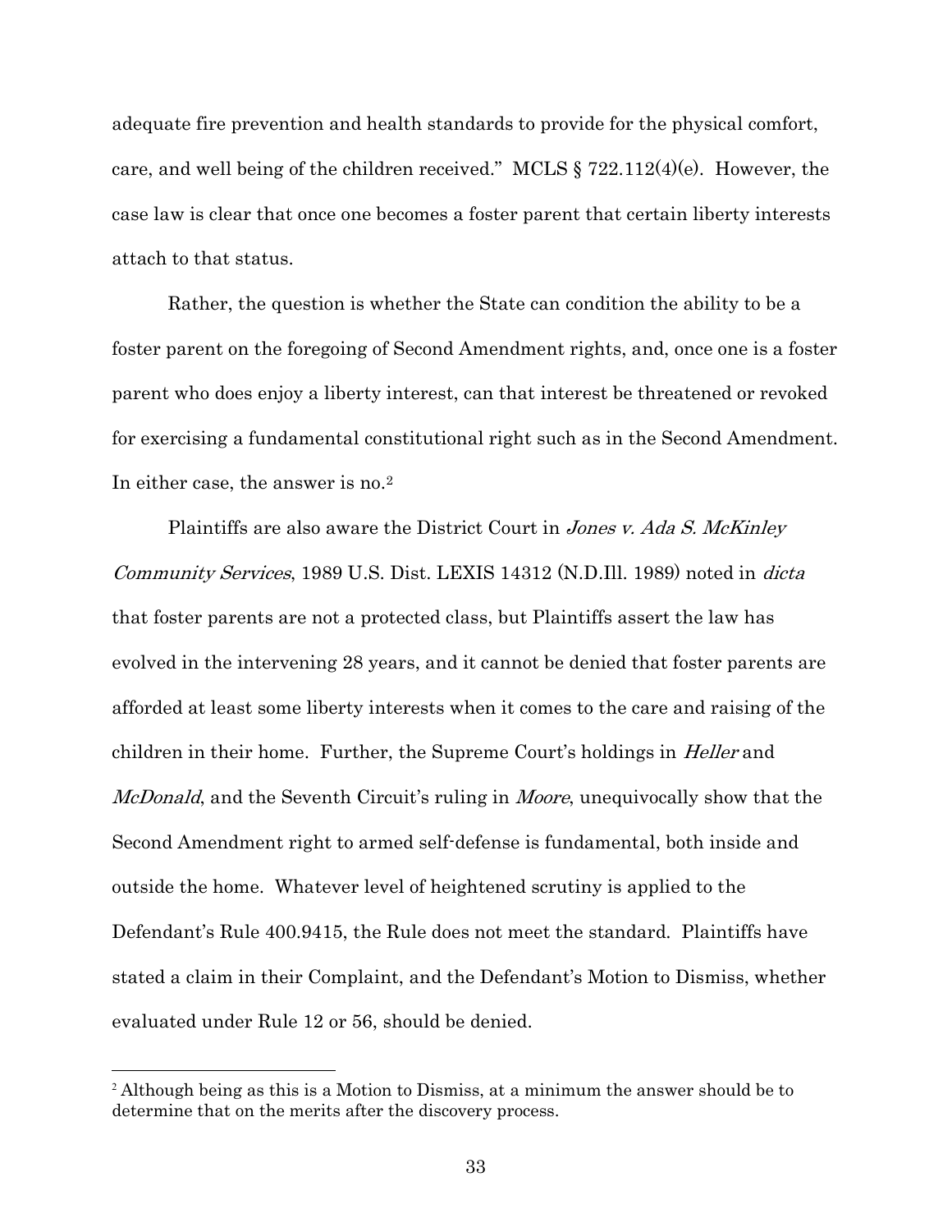adequate fire prevention and health standards to provide for the physical comfort, care, and well being of the children received." MCLS § 722.112(4)(e). However, the case law is clear that once one becomes a foster parent that certain liberty interests attach to that status.

Rather, the question is whether the State can condition the ability to be a foster parent on the foregoing of Second Amendment rights, and, once one is a foster parent who does enjoy a liberty interest, can that interest be threatened or revoked for exercising a fundamental constitutional right such as in the Second Amendment. In either case, the answer is no.[2]

Plaintiffs are also aware the District Court in *Jones v. Ada S. McKinley Community Services*, 1989 U.S. Dist. LEXIS 14312 (N.D.Ill. 1989) noted in *dicta* that foster parents are not a protected class, but Plaintiffs assert the law has evolved in the intervening 28 years, and it cannot be denied that foster parents are afforded at least some liberty interests when it comes to the care and raising of the children in their home. Further, the Supreme Court's holdings in *Heller* and *McDonald*, and the Seventh Circuit's ruling in *Moore*, unequivocally show that the Second Amendment right to armed self-defense is fundamental, both inside and outside the home. Whatever level of heightened scrutiny is applied to the Defendant's Rule 400.9415, the Rule does not meet the standard. Plaintiffs have stated a claim in their Complaint, and the Defendant's Motion to Dismiss, whether evaluated under Rule 12 or 56, should be denied.

---

[2] Although being as this is a Motion to Dismiss, at a minimum the answer should be to determine that on the merits after the discovery process.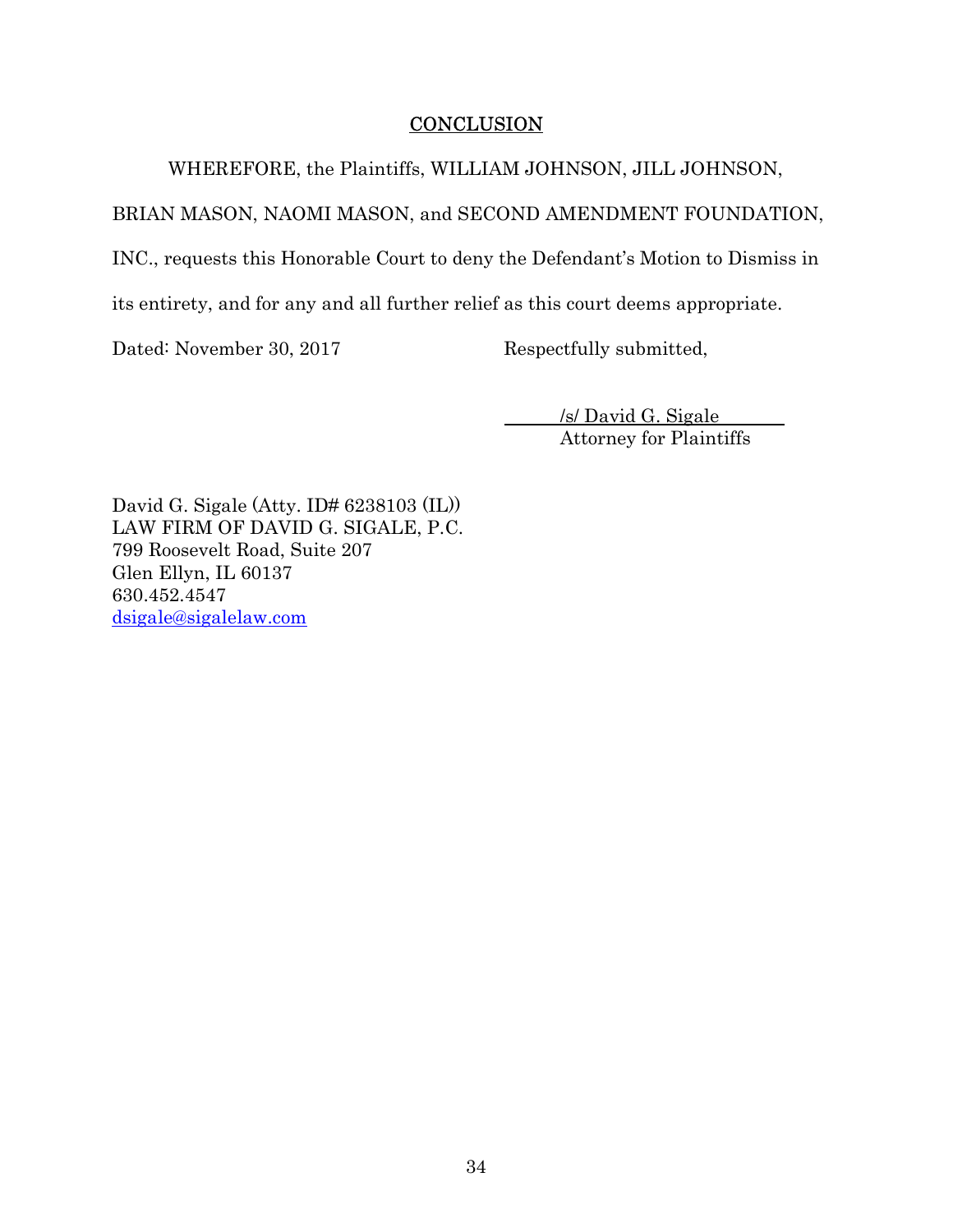## CONCLUSION

WHEREFORE, the Plaintiffs, WILLIAM JOHNSON, JILL JOHNSON, BRIAN MASON, NAOMI MASON, and SECOND AMENDMENT FOUNDATION, INC., requests this Honorable Court to deny the Defendant's Motion to Dismiss in its entirety, and for any and all further relief as this court deems appropriate.

Dated: November 30, 2017

Respectfully submitted,

/s/ David G. Sigale
Attorney for Plaintiffs

David G. Sigale (Atty. ID# 6238103 (IL))
LAW FIRM OF DAVID G. SIGALE, P.C.
799 Roosevelt Road, Suite 207
Glen Ellyn, IL 60137
630.452.4547
dsigale@sigalelaw.com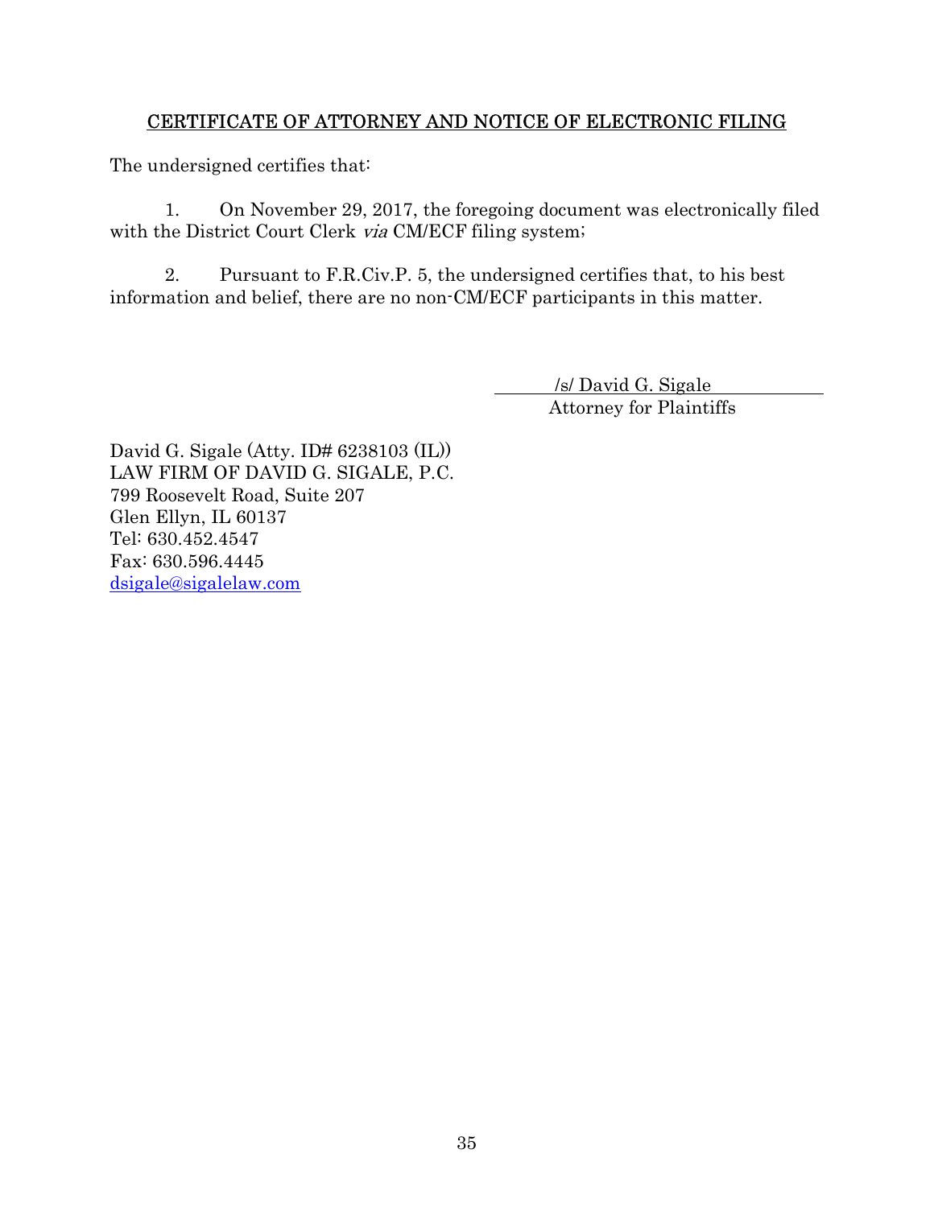## CERTIFICATE OF ATTORNEY AND NOTICE OF ELECTRONIC FILING

The undersigned certifies that:

1. On November 29, 2017, the foregoing document was electronically filed with the District Court Clerk *via* CM/ECF filing system;

2. Pursuant to F.R.Civ.P. 5, the undersigned certifies that, to his best information and belief, there are no non-CM/ECF participants in this matter.

/s/ David G. Sigale
Attorney for Plaintiffs

David G. Sigale (Atty. ID# 6238103 (IL))
LAW FIRM OF DAVID G. SIGALE, P.C.
799 Roosevelt Road, Suite 207
Glen Ellyn, IL 60137
Tel: 630.452.4547
Fax: 630.596.4445
dsigale@sigalelaw.com